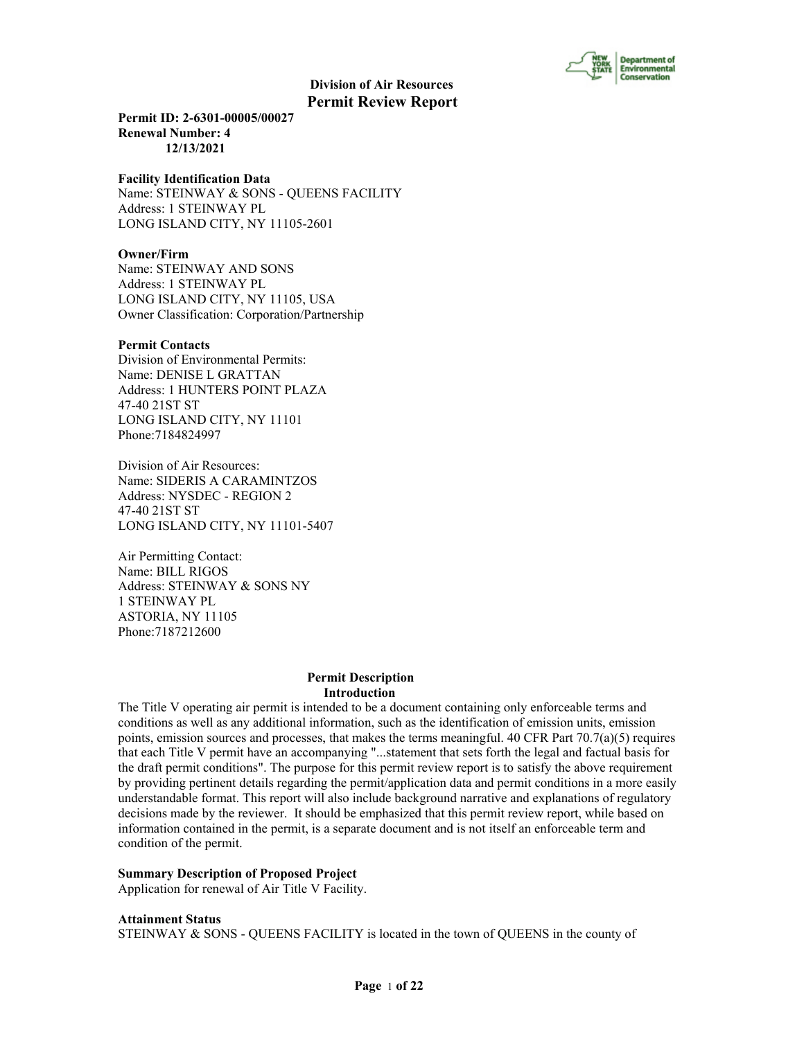**Division of Air Resources**

# Permit Review Report

**Permit ID: 2-6301-00005/00027**
**Renewal Number: 4**
**12/13/2021**

**Facility Identification Data**
Name: STEINWAY & SONS - QUEENS FACILITY
Address: 1 STEINWAY PL
LONG ISLAND CITY, NY 11105-2601

**Owner/Firm**
Name: STEINWAY AND SONS
Address: 1 STEINWAY PL
LONG ISLAND CITY, NY 11105, USA
Owner Classification: Corporation/Partnership

**Permit Contacts**
Division of Environmental Permits:
Name: DENISE L GRATTAN
Address: 1 HUNTERS POINT PLAZA
47-40 21ST ST
LONG ISLAND CITY, NY 11101
Phone:7184824997

Division of Air Resources:
Name: SIDERIS A CARAMINTZOS
Address: NYSDEC - REGION 2
47-40 21ST ST
LONG ISLAND CITY, NY 11101-5407

Air Permitting Contact:
Name: BILL RIGOS
Address: STEINWAY & SONS NY
1 STEINWAY PL
ASTORIA, NY 11105
Phone:7187212600

## Permit Description

### Introduction

The Title V operating air permit is intended to be a document containing only enforceable terms and conditions as well as any additional information, such as the identification of emission units, emission points, emission sources and processes, that makes the terms meaningful. 40 CFR Part 70.7(a)(5) requires that each Title V permit have an accompanying "...statement that sets forth the legal and factual basis for the draft permit conditions". The purpose for this permit review report is to satisfy the above requirement by providing pertinent details regarding the permit/application data and permit conditions in a more easily understandable format. This report will also include background narrative and explanations of regulatory decisions made by the reviewer. It should be emphasized that this permit review report, while based on information contained in the permit, is a separate document and is not itself an enforceable term and condition of the permit.

**Summary Description of Proposed Project**
Application for renewal of Air Title V Facility.

**Attainment Status**
STEINWAY & SONS - QUEENS FACILITY is located in the town of QUEENS in the county of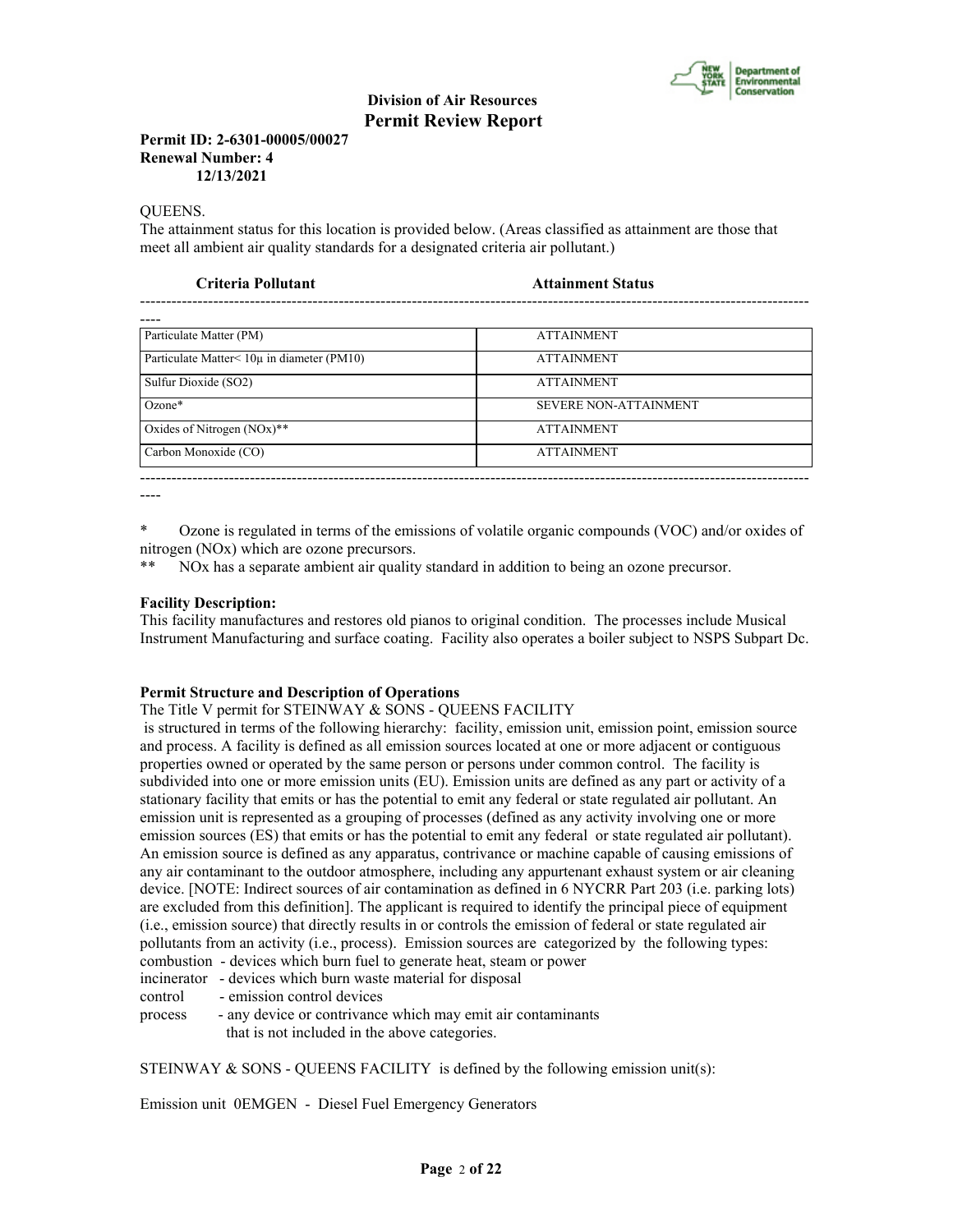**Division of Air Resources**
**Permit Review Report**

**Permit ID: 2-6301-00005/00027**
**Renewal Number: 4**
**12/13/2021**

QUEENS.
The attainment status for this location is provided below. (Areas classified as attainment are those that meet all ambient air quality standards for a designated criteria air pollutant.)

| Criteria Pollutant | Attainment Status |
|---|---|
| Particulate Matter (PM) | ATTAINMENT |
| Particulate Matter< 10μ in diameter (PM10) | ATTAINMENT |
| Sulfur Dioxide (SO2) | ATTAINMENT |
| Ozone* | SEVERE NON-ATTAINMENT |
| Oxides of Nitrogen (NOx)** | ATTAINMENT |
| Carbon Monoxide (CO) | ATTAINMENT |

\* Ozone is regulated in terms of the emissions of volatile organic compounds (VOC) and/or oxides of nitrogen (NOx) which are ozone precursors.
\** NOx has a separate ambient air quality standard in addition to being an ozone precursor.

**Facility Description:**
This facility manufactures and restores old pianos to original condition. The processes include Musical Instrument Manufacturing and surface coating. Facility also operates a boiler subject to NSPS Subpart Dc.

**Permit Structure and Description of Operations**
The Title V permit for STEINWAY & SONS - QUEENS FACILITY is structured in terms of the following hierarchy: facility, emission unit, emission point, emission source and process. A facility is defined as all emission sources located at one or more adjacent or contiguous properties owned or operated by the same person or persons under common control. The facility is subdivided into one or more emission units (EU). Emission units are defined as any part or activity of a stationary facility that emits or has the potential to emit any federal or state regulated air pollutant. An emission unit is represented as a grouping of processes (defined as any activity involving one or more emission sources (ES) that emits or has the potential to emit any federal or state regulated air pollutant). An emission source is defined as any apparatus, contrivance or machine capable of causing emissions of any air contaminant to the outdoor atmosphere, including any appurtenant exhaust system or air cleaning device. [NOTE: Indirect sources of air contamination as defined in 6 NYCRR Part 203 (i.e. parking lots) are excluded from this definition]. The applicant is required to identify the principal piece of equipment (i.e., emission source) that directly results in or controls the emission of federal or state regulated air pollutants from an activity (i.e., process). Emission sources are categorized by the following types:

combustion - devices which burn fuel to generate heat, steam or power
incinerator - devices which burn waste material for disposal
control - emission control devices
process - any device or contrivance which may emit air contaminants that is not included in the above categories.

STEINWAY & SONS - QUEENS FACILITY is defined by the following emission unit(s):

Emission unit 0EMGEN - Diesel Fuel Emergency Generators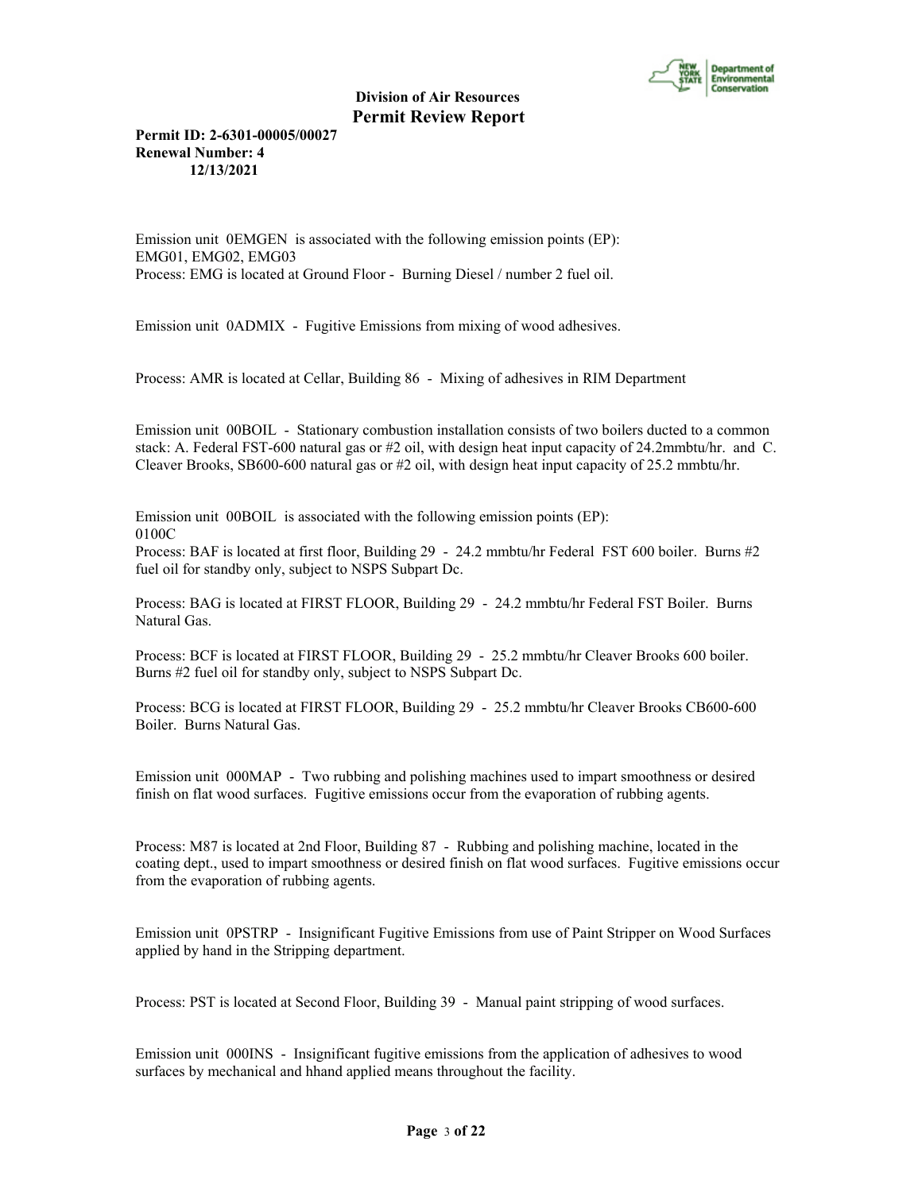Emission unit 0EMGEN is associated with the following emission points (EP):
EMG01, EMG02, EMG03
Process: EMG is located at Ground Floor - Burning Diesel / number 2 fuel oil.

Emission unit 0ADMIX - Fugitive Emissions from mixing of wood adhesives.

Process: AMR is located at Cellar, Building 86 - Mixing of adhesives in RIM Department

Emission unit 00BOIL - Stationary combustion installation consists of two boilers ducted to a common stack: A. Federal FST-600 natural gas or #2 oil, with design heat input capacity of 24.2mmbtu/hr. and C. Cleaver Brooks, SB600-600 natural gas or #2 oil, with design heat input capacity of 25.2 mmbtu/hr.

Emission unit 00BOIL is associated with the following emission points (EP):
0100C
Process: BAF is located at first floor, Building 29 - 24.2 mmbtu/hr Federal FST 600 boiler. Burns #2 fuel oil for standby only, subject to NSPS Subpart Dc.

Process: BAG is located at FIRST FLOOR, Building 29 - 24.2 mmbtu/hr Federal FST Boiler. Burns Natural Gas.

Process: BCF is located at FIRST FLOOR, Building 29 - 25.2 mmbtu/hr Cleaver Brooks 600 boiler. Burns #2 fuel oil for standby only, subject to NSPS Subpart Dc.

Process: BCG is located at FIRST FLOOR, Building 29 - 25.2 mmbtu/hr Cleaver Brooks CB600-600 Boiler. Burns Natural Gas.

Emission unit 000MAP - Two rubbing and polishing machines used to impart smoothness or desired finish on flat wood surfaces. Fugitive emissions occur from the evaporation of rubbing agents.

Process: M87 is located at 2nd Floor, Building 87 - Rubbing and polishing machine, located in the coating dept., used to impart smoothness or desired finish on flat wood surfaces. Fugitive emissions occur from the evaporation of rubbing agents.

Emission unit 0PSTRP - Insignificant Fugitive Emissions from use of Paint Stripper on Wood Surfaces applied by hand in the Stripping department.

Process: PST is located at Second Floor, Building 39 - Manual paint stripping of wood surfaces.

Emission unit 000INS - Insignificant fugitive emissions from the application of adhesives to wood surfaces by mechanical and hhand applied means throughout the facility.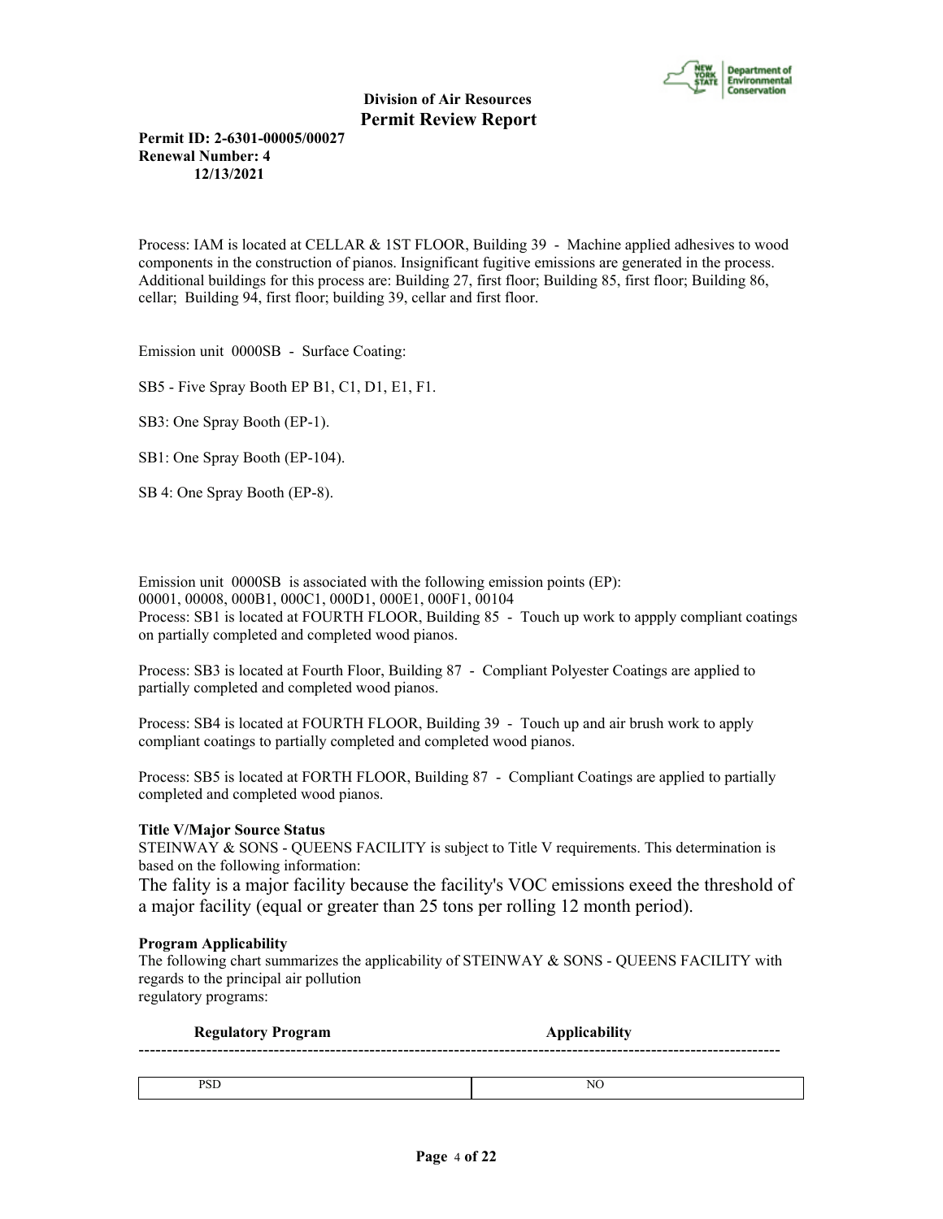**Division of Air Resources**
**Permit Review Report**

**Permit ID: 2-6301-00005/00027**
**Renewal Number: 4**
**12/13/2021**

Process: IAM is located at CELLAR & 1ST FLOOR, Building 39 - Machine applied adhesives to wood components in the construction of pianos. Insignificant fugitive emissions are generated in the process. Additional buildings for this process are: Building 27, first floor; Building 85, first floor; Building 86, cellar; Building 94, first floor; building 39, cellar and first floor.

Emission unit 0000SB - Surface Coating:

SB5 - Five Spray Booth EP B1, C1, D1, E1, F1.

SB3: One Spray Booth (EP-1).

SB1: One Spray Booth (EP-104).

SB 4: One Spray Booth (EP-8).

Emission unit 0000SB is associated with the following emission points (EP):
00001, 00008, 000B1, 000C1, 000D1, 000E1, 000F1, 00104
Process: SB1 is located at FOURTH FLOOR, Building 85 - Touch up work to appply compliant coatings on partially completed and completed wood pianos.

Process: SB3 is located at Fourth Floor, Building 87 - Compliant Polyester Coatings are applied to partially completed and completed wood pianos.

Process: SB4 is located at FOURTH FLOOR, Building 39 - Touch up and air brush work to apply compliant coatings to partially completed and completed wood pianos.

Process: SB5 is located at FORTH FLOOR, Building 87 - Compliant Coatings are applied to partially completed and completed wood pianos.

**Title V/Major Source Status**
STEINWAY & SONS - QUEENS FACILITY is subject to Title V requirements. This determination is based on the following information:
The fality is a major facility because the facility's VOC emissions exeed the threshold of a major facility (equal or greater than 25 tons per rolling 12 month period).

**Program Applicability**
The following chart summarizes the applicability of STEINWAY & SONS - QUEENS FACILITY with regards to the principal air pollution
regulatory programs:

| Regulatory Program | Applicability |
|---|---|
| PSD | NO |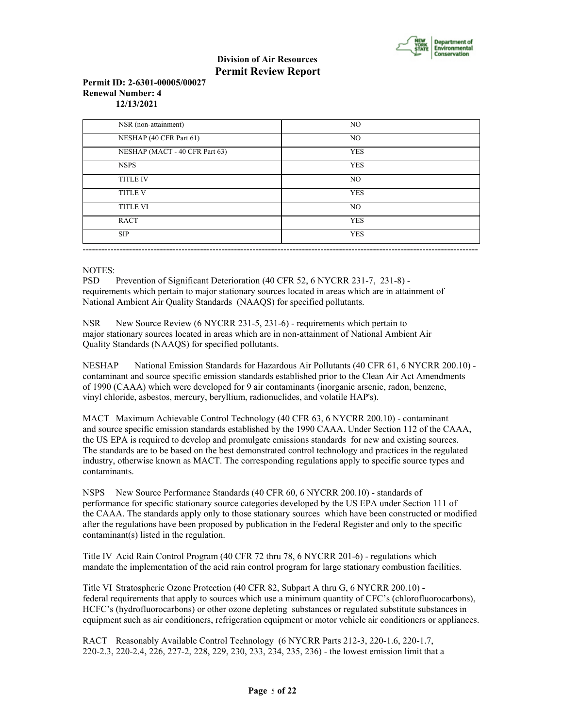**Division of Air Resources**
**Permit Review Report**

**Permit ID: 2-6301-00005/00027**
**Renewal Number: 4**
**12/13/2021**

| | |
|---|---|
| NSR (non-attainment) | NO |
| NESHAP (40 CFR Part 61) | NO |
| NESHAP (MACT - 40 CFR Part 63) | YES |
| NSPS | YES |
| TITLE IV | NO |
| TITLE V | YES |
| TITLE VI | NO |
| RACT | YES |
| SIP | YES |

---

NOTES:

PSD Prevention of Significant Deterioration (40 CFR 52, 6 NYCRR 231-7, 231-8) - requirements which pertain to major stationary sources located in areas which are in attainment of National Ambient Air Quality Standards (NAAQS) for specified pollutants.

NSR New Source Review (6 NYCRR 231-5, 231-6) - requirements which pertain to major stationary sources located in areas which are in non-attainment of National Ambient Air Quality Standards (NAAQS) for specified pollutants.

NESHAP National Emission Standards for Hazardous Air Pollutants (40 CFR 61, 6 NYCRR 200.10) - contaminant and source specific emission standards established prior to the Clean Air Act Amendments of 1990 (CAAA) which were developed for 9 air contaminants (inorganic arsenic, radon, benzene, vinyl chloride, asbestos, mercury, beryllium, radionuclides, and volatile HAP's).

MACT Maximum Achievable Control Technology (40 CFR 63, 6 NYCRR 200.10) - contaminant and source specific emission standards established by the 1990 CAAA. Under Section 112 of the CAAA, the US EPA is required to develop and promulgate emissions standards for new and existing sources. The standards are to be based on the best demonstrated control technology and practices in the regulated industry, otherwise known as MACT. The corresponding regulations apply to specific source types and contaminants.

NSPS New Source Performance Standards (40 CFR 60, 6 NYCRR 200.10) - standards of performance for specific stationary source categories developed by the US EPA under Section 111 of the CAAA. The standards apply only to those stationary sources which have been constructed or modified after the regulations have been proposed by publication in the Federal Register and only to the specific contaminant(s) listed in the regulation.

Title IV Acid Rain Control Program (40 CFR 72 thru 78, 6 NYCRR 201-6) - regulations which mandate the implementation of the acid rain control program for large stationary combustion facilities.

Title VI Stratospheric Ozone Protection (40 CFR 82, Subpart A thru G, 6 NYCRR 200.10) - federal requirements that apply to sources which use a minimum quantity of CFC's (chlorofluorocarbons), HCFC's (hydrofluorocarbons) or other ozone depleting substances or regulated substitute substances in equipment such as air conditioners, refrigeration equipment or motor vehicle air conditioners or appliances.

RACT Reasonably Available Control Technology (6 NYCRR Parts 212-3, 220-1.6, 220-1.7, 220-2.3, 220-2.4, 226, 227-2, 228, 229, 230, 233, 234, 235, 236) - the lowest emission limit that a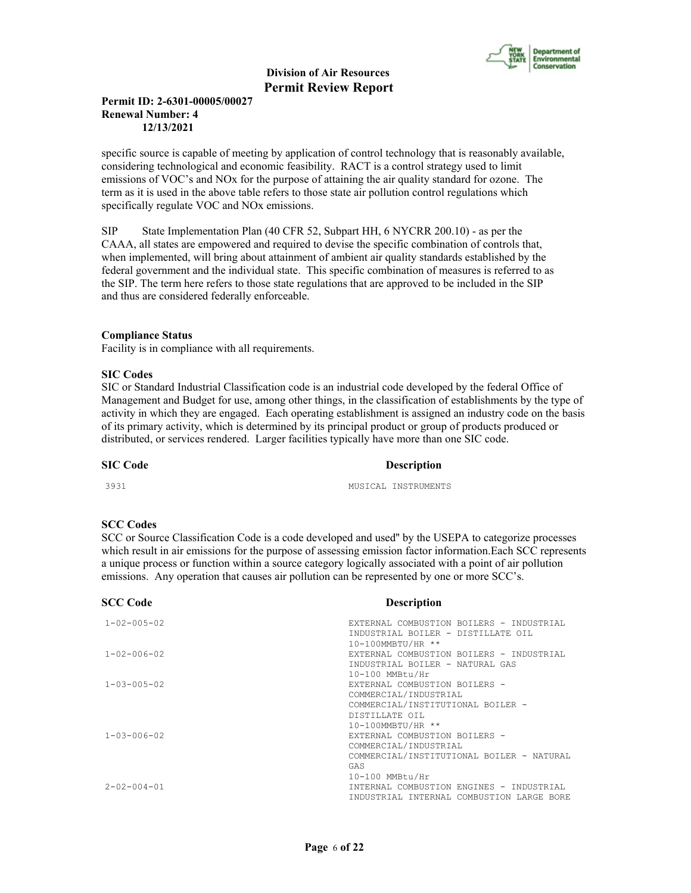specific source is capable of meeting by application of control technology that is reasonably available, considering technological and economic feasibility. RACT is a control strategy used to limit emissions of VOC's and NOx for the purpose of attaining the air quality standard for ozone. The term as it is used in the above table refers to those state air pollution control regulations which specifically regulate VOC and NOx emissions.

SIP State Implementation Plan (40 CFR 52, Subpart HH, 6 NYCRR 200.10) - as per the CAAA, all states are empowered and required to devise the specific combination of controls that, when implemented, will bring about attainment of ambient air quality standards established by the federal government and the individual state. This specific combination of measures is referred to as the SIP. The term here refers to those state regulations that are approved to be included in the SIP and thus are considered federally enforceable.

**Compliance Status**

Facility is in compliance with all requirements.

**SIC Codes**

SIC or Standard Industrial Classification code is an industrial code developed by the federal Office of Management and Budget for use, among other things, in the classification of establishments by the type of activity in which they are engaged. Each operating establishment is assigned an industry code on the basis of its primary activity, which is determined by its principal product or group of products produced or distributed, or services rendered. Larger facilities typically have more than one SIC code.

| SIC Code | Description |
|---|---|
| 3931 | MUSICAL INSTRUMENTS |

**SCC Codes**

SCC or Source Classification Code is a code developed and used'' by the USEPA to categorize processes which result in air emissions for the purpose of assessing emission factor information.Each SCC represents a unique process or function within a source category logically associated with a point of air pollution emissions. Any operation that causes air pollution can be represented by one or more SCC's.

| SCC Code | Description |
|---|---|
| 1-02-005-02 | EXTERNAL COMBUSTION BOILERS - INDUSTRIAL INDUSTRIAL BOILER - DISTILLATE OIL 10-100MMBTU/HR ** |
| 1-02-006-02 | EXTERNAL COMBUSTION BOILERS - INDUSTRIAL INDUSTRIAL BOILER - NATURAL GAS 10-100 MMBtu/Hr |
| 1-03-005-02 | EXTERNAL COMBUSTION BOILERS - COMMERCIAL/INDUSTRIAL COMMERCIAL/INSTITUTIONAL BOILER - DISTILLATE OIL 10-100MMBTU/HR ** |
| 1-03-006-02 | EXTERNAL COMBUSTION BOILERS - COMMERCIAL/INDUSTRIAL COMMERCIAL/INSTITUTIONAL BOILER - NATURAL GAS 10-100 MMBtu/Hr |
| 2-02-004-01 | INTERNAL COMBUSTION ENGINES - INDUSTRIAL INDUSTRIAL INTERNAL COMBUSTION LARGE BORE |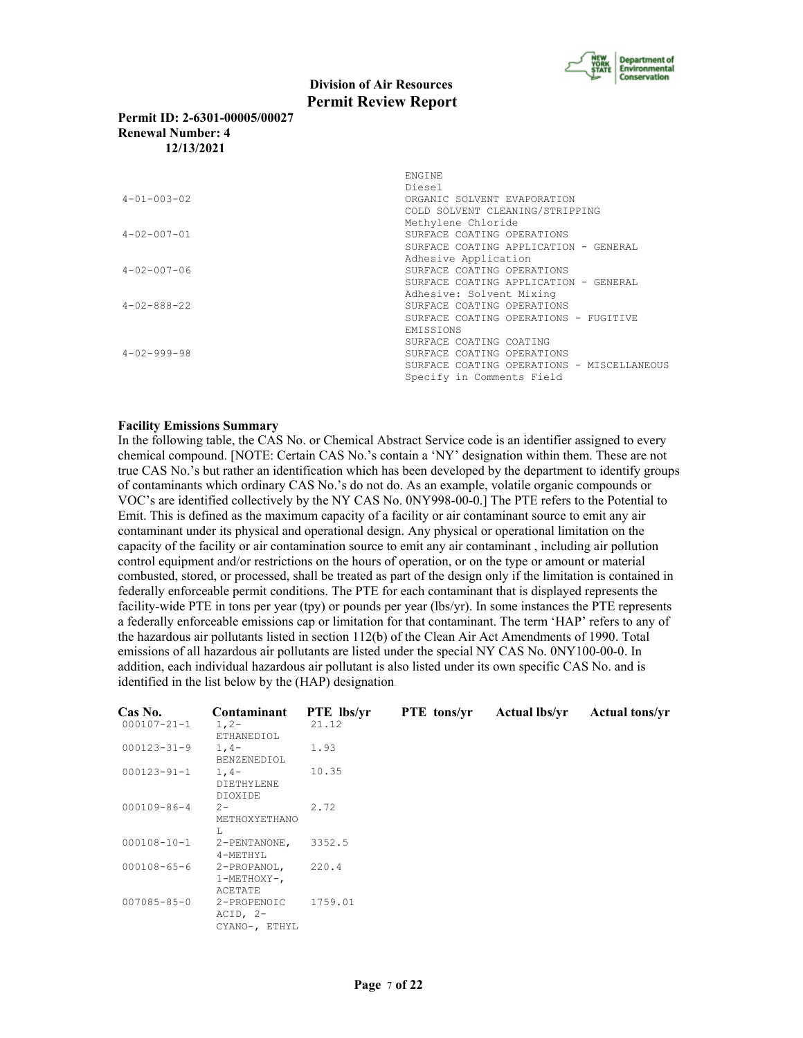**Division of Air Resources**
**Permit Review Report**

**Permit ID: 2-6301-00005/00027**
**Renewal Number: 4**
**12/13/2021**

| | |
|---|---|
| | ENGINE<br>Diesel |
| 4-01-003-02 | ORGANIC SOLVENT EVAPORATION<br>COLD SOLVENT CLEANING/STRIPPING<br>Methylene Chloride |
| 4-02-007-01 | SURFACE COATING OPERATIONS<br>SURFACE COATING APPLICATION - GENERAL<br>Adhesive Application |
| 4-02-007-06 | SURFACE COATING OPERATIONS<br>SURFACE COATING APPLICATION - GENERAL<br>Adhesive: Solvent Mixing |
| 4-02-888-22 | SURFACE COATING OPERATIONS<br>SURFACE COATING OPERATIONS - FUGITIVE EMISSIONS<br>SURFACE COATING COATING |
| 4-02-999-98 | SURFACE COATING OPERATIONS<br>SURFACE COATING OPERATIONS - MISCELLANEOUS<br>Specify in Comments Field |

**Facility Emissions Summary**

In the following table, the CAS No. or Chemical Abstract Service code is an identifier assigned to every chemical compound. [NOTE: Certain CAS No.'s contain a 'NY' designation within them. These are not true CAS No.'s but rather an identification which has been developed by the department to identify groups of contaminants which ordinary CAS No.'s do not do. As an example, volatile organic compounds or VOC's are identified collectively by the NY CAS No. 0NY998-00-0.] The PTE refers to the Potential to Emit. This is defined as the maximum capacity of a facility or air contaminant source to emit any air contaminant under its physical and operational design. Any physical or operational limitation on the capacity of the facility or air contamination source to emit any air contaminant , including air pollution control equipment and/or restrictions on the hours of operation, or on the type or amount or material combusted, stored, or processed, shall be treated as part of the design only if the limitation is contained in federally enforceable permit conditions. The PTE for each contaminant that is displayed represents the facility-wide PTE in tons per year (tpy) or pounds per year (lbs/yr). In some instances the PTE represents a federally enforceable emissions cap or limitation for that contaminant. The term 'HAP' refers to any of the hazardous air pollutants listed in section 112(b) of the Clean Air Act Amendments of 1990. Total emissions of all hazardous air pollutants are listed under the special NY CAS No. 0NY100-00-0. In addition, each individual hazardous air pollutant is also listed under its own specific CAS No. and is identified in the list below by the (HAP) designation.

| Cas No. | Contaminant | PTE lbs/yr | PTE tons/yr | Actual lbs/yr | Actual tons/yr |
|---|---|---|---|---|---|
| 000107-21-1 | 1,2-ETHANEDIOL | 21.12 | | | |
| 000123-31-9 | 1,4-BENZENEDIOL | 1.93 | | | |
| 000123-91-1 | 1,4-DIETHYLENE DIOXIDE | 10.35 | | | |
| 000109-86-4 | 2-METHOXYETHANOL | 2.72 | | | |
| 000108-10-1 | 2-PENTANONE, 4-METHYL | 3352.5 | | | |
| 000108-65-6 | 2-PROPANOL, 1-METHOXY-, ACETATE | 220.4 | | | |
| 007085-85-0 | 2-PROPENOIC ACID, 2-CYANO-, ETHYL | 1759.01 | | | |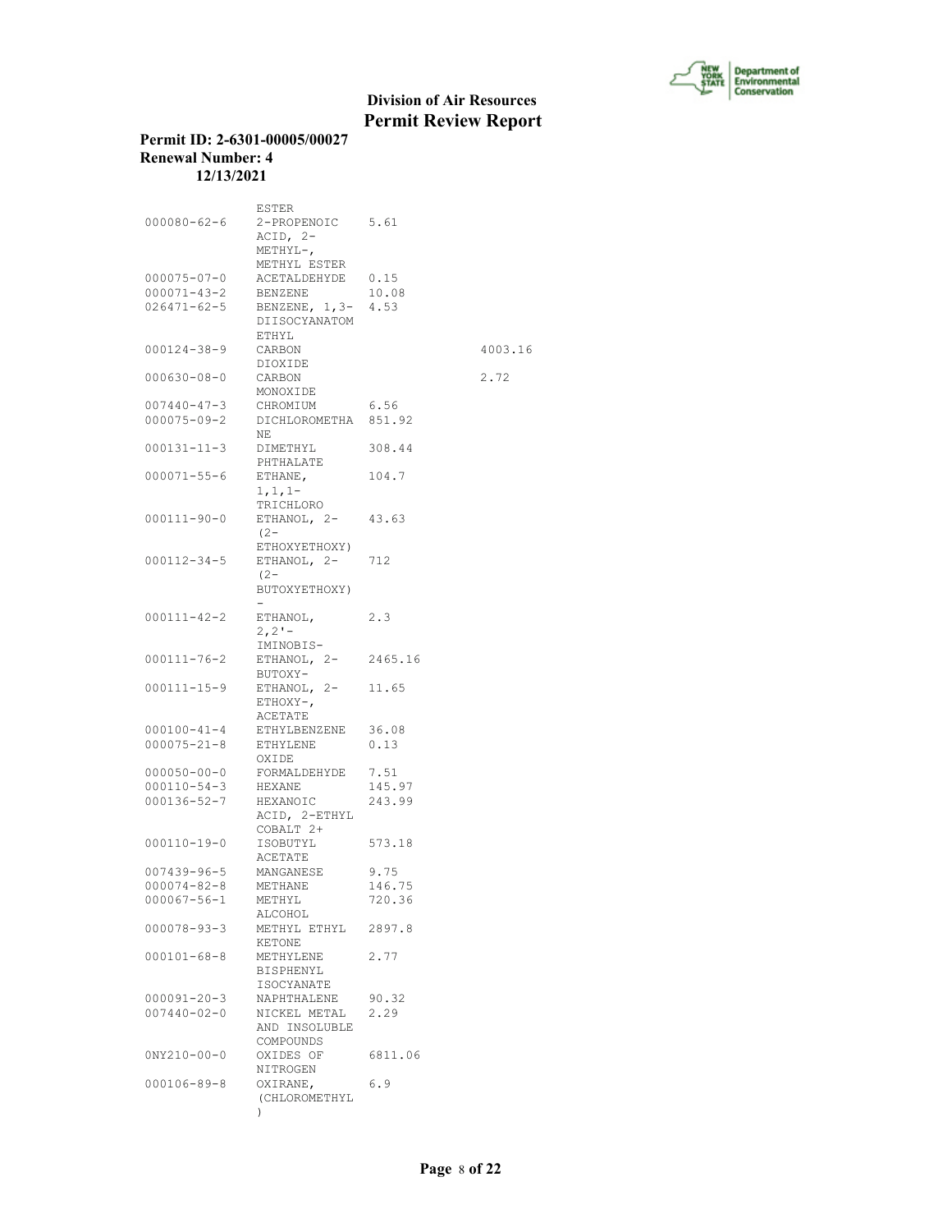## Division of Air Resources
## Permit Review Report

**Permit ID: 2-6301-00005/00027**
**Renewal Number: 4**
**12/13/2021**

| | | | |
|---|---|---|---|
| | ESTER | | |
| 000080-62-6 | 2-PROPENOIC ACID, 2-METHYL-, METHYL ESTER | 5.61 | |
| 000075-07-0 | ACETALDEHYDE | 0.15 | |
| 000071-43-2 | BENZENE | 10.08 | |
| 026471-62-5 | BENZENE, 1,3-DIISOCYANATOMETHYL | 4.53 | |
| 000124-38-9 | CARBON DIOXIDE | | 4003.16 |
| 000630-08-0 | CARBON MONOXIDE | | 2.72 |
| 007440-47-3 | CHROMIUM | 6.56 | |
| 000075-09-2 | DICHLOROMETHANE | 851.92 | |
| 000131-11-3 | DIMETHYL PHTHALATE | 308.44 | |
| 000071-55-6 | ETHANE, 1,1,1-TRICHLORO | 104.7 | |
| 000111-90-0 | ETHANOL, 2-(2-ETHOXYETHOXY) | 43.63 | |
| 000112-34-5 | ETHANOL, 2-(2-BUTOXYETHOXY)- | 712 | |
| 000111-42-2 | ETHANOL, 2,2'-IMINOBIS- | 2.3 | |
| 000111-76-2 | ETHANOL, 2-BUTOXY- | 2465.16 | |
| 000111-15-9 | ETHANOL, 2-ETHOXY-, ACETATE | 11.65 | |
| 000100-41-4 | ETHYLBENZENE | 36.08 | |
| 000075-21-8 | ETHYLENE OXIDE | 0.13 | |
| 000050-00-0 | FORMALDEHYDE | 7.51 | |
| 000110-54-3 | HEXANE | 145.97 | |
| 000136-52-7 | HEXANOIC ACID, 2-ETHYL COBALT 2+ | 243.99 | |
| 000110-19-0 | ISOBUTYL ACETATE | 573.18 | |
| 007439-96-5 | MANGANESE | 9.75 | |
| 000074-82-8 | METHANE | 146.75 | |
| 000067-56-1 | METHYL ALCOHOL | 720.36 | |
| 000078-93-3 | METHYL ETHYL KETONE | 2897.8 | |
| 000101-68-8 | METHYLENE BISPHENYL ISOCYANATE | 2.77 | |
| 000091-20-3 | NAPHTHALENE | 90.32 | |
| 007440-02-0 | NICKEL METAL AND INSOLUBLE COMPOUNDS | 2.29 | |
| 0NY210-00-0 | OXIDES OF NITROGEN | 6811.06 | |
| 000106-89-8 | OXIRANE, (CHLOROMETHYL) | 6.9 | |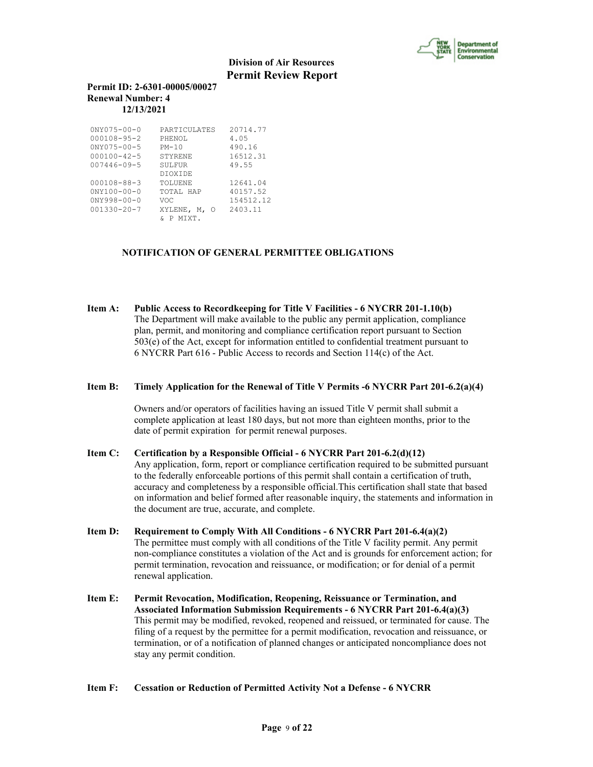| | | |
|---|---|---|
| 0NY075-00-0 | PARTICULATES | 20714.77 |
| 000108-95-2 | PHENOL | 4.05 |
| 0NY075-00-5 | PM-10 | 490.16 |
| 000100-42-5 | STYRENE | 16512.31 |
| 007446-09-5 | SULFUR DIOXIDE | 49.55 |
| 000108-88-3 | TOLUENE | 12641.04 |
| 0NY100-00-0 | TOTAL HAP | 40157.52 |
| 0NY998-00-0 | VOC | 154512.12 |
| 001330-20-7 | XYLENE, M, O & P MIXT. | 2403.11 |

**NOTIFICATION OF GENERAL PERMITTEE OBLIGATIONS**

**Item A: Public Access to Recordkeeping for Title V Facilities - 6 NYCRR 201-1.10(b)**
The Department will make available to the public any permit application, compliance plan, permit, and monitoring and compliance certification report pursuant to Section 503(e) of the Act, except for information entitled to confidential treatment pursuant to 6 NYCRR Part 616 - Public Access to records and Section 114(c) of the Act.

**Item B: Timely Application for the Renewal of Title V Permits -6 NYCRR Part 201-6.2(a)(4)**

Owners and/or operators of facilities having an issued Title V permit shall submit a complete application at least 180 days, but not more than eighteen months, prior to the date of permit expiration for permit renewal purposes.

**Item C: Certification by a Responsible Official - 6 NYCRR Part 201-6.2(d)(12)**
Any application, form, report or compliance certification required to be submitted pursuant to the federally enforceable portions of this permit shall contain a certification of truth, accuracy and completeness by a responsible official.This certification shall state that based on information and belief formed after reasonable inquiry, the statements and information in the document are true, accurate, and complete.

**Item D: Requirement to Comply With All Conditions - 6 NYCRR Part 201-6.4(a)(2)**
The permittee must comply with all conditions of the Title V facility permit. Any permit non-compliance constitutes a violation of the Act and is grounds for enforcement action; for permit termination, revocation and reissuance, or modification; or for denial of a permit renewal application.

**Item E: Permit Revocation, Modification, Reopening, Reissuance or Termination, and Associated Information Submission Requirements - 6 NYCRR Part 201-6.4(a)(3)**
This permit may be modified, revoked, reopened and reissued, or terminated for cause. The filing of a request by the permittee for a permit modification, revocation and reissuance, or termination, or of a notification of planned changes or anticipated noncompliance does not stay any permit condition.

**Item F: Cessation or Reduction of Permitted Activity Not a Defense - 6 NYCRR**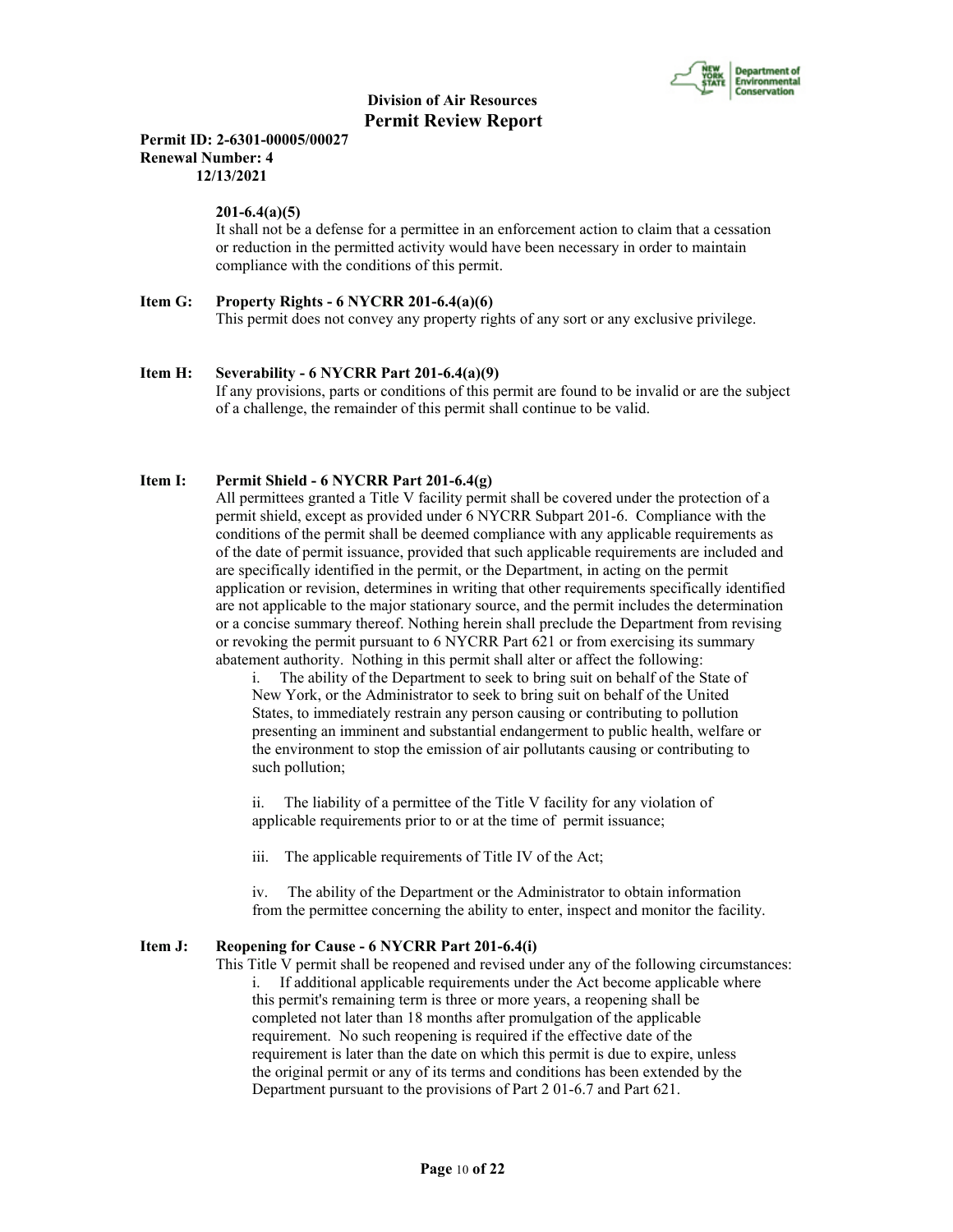**201-6.4(a)(5)**

It shall not be a defense for a permittee in an enforcement action to claim that a cessation or reduction in the permitted activity would have been necessary in order to maintain compliance with the conditions of this permit.

**Item G: Property Rights - 6 NYCRR 201-6.4(a)(6)**

This permit does not convey any property rights of any sort or any exclusive privilege.

**Item H: Severability - 6 NYCRR Part 201-6.4(a)(9)**

If any provisions, parts or conditions of this permit are found to be invalid or are the subject of a challenge, the remainder of this permit shall continue to be valid.

**Item I: Permit Shield - 6 NYCRR Part 201-6.4(g)**

All permittees granted a Title V facility permit shall be covered under the protection of a permit shield, except as provided under 6 NYCRR Subpart 201-6. Compliance with the conditions of the permit shall be deemed compliance with any applicable requirements as of the date of permit issuance, provided that such applicable requirements are included and are specifically identified in the permit, or the Department, in acting on the permit application or revision, determines in writing that other requirements specifically identified are not applicable to the major stationary source, and the permit includes the determination or a concise summary thereof. Nothing herein shall preclude the Department from revising or revoking the permit pursuant to 6 NYCRR Part 621 or from exercising its summary abatement authority. Nothing in this permit shall alter or affect the following:

i. The ability of the Department to seek to bring suit on behalf of the State of New York, or the Administrator to seek to bring suit on behalf of the United States, to immediately restrain any person causing or contributing to pollution presenting an imminent and substantial endangerment to public health, welfare or the environment to stop the emission of air pollutants causing or contributing to such pollution;

ii. The liability of a permittee of the Title V facility for any violation of applicable requirements prior to or at the time of permit issuance;

iii. The applicable requirements of Title IV of the Act;

iv. The ability of the Department or the Administrator to obtain information from the permittee concerning the ability to enter, inspect and monitor the facility.

**Item J: Reopening for Cause - 6 NYCRR Part 201-6.4(i)**

This Title V permit shall be reopened and revised under any of the following circumstances:

i. If additional applicable requirements under the Act become applicable where this permit's remaining term is three or more years, a reopening shall be completed not later than 18 months after promulgation of the applicable requirement. No such reopening is required if the effective date of the requirement is later than the date on which this permit is due to expire, unless the original permit or any of its terms and conditions has been extended by the Department pursuant to the provisions of Part 2 01-6.7 and Part 621.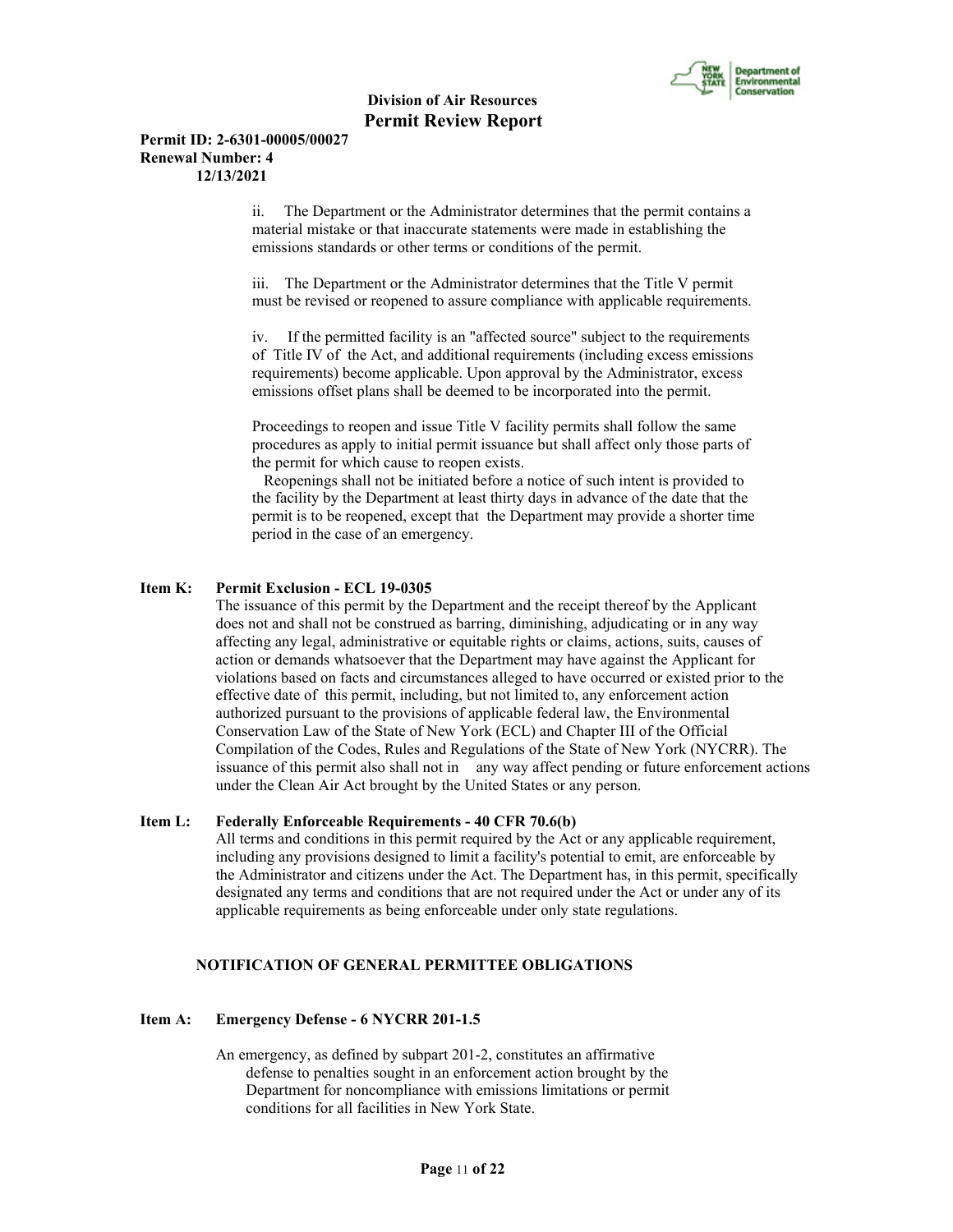ii. The Department or the Administrator determines that the permit contains a material mistake or that inaccurate statements were made in establishing the emissions standards or other terms or conditions of the permit.

iii. The Department or the Administrator determines that the Title V permit must be revised or reopened to assure compliance with applicable requirements.

iv. If the permitted facility is an "affected source" subject to the requirements of Title IV of the Act, and additional requirements (including excess emissions requirements) become applicable. Upon approval by the Administrator, excess emissions offset plans shall be deemed to be incorporated into the permit.

Proceedings to reopen and issue Title V facility permits shall follow the same procedures as apply to initial permit issuance but shall affect only those parts of the permit for which cause to reopen exists.

Reopenings shall not be initiated before a notice of such intent is provided to the facility by the Department at least thirty days in advance of the date that the permit is to be reopened, except that the Department may provide a shorter time period in the case of an emergency.

**Item K: Permit Exclusion - ECL 19-0305**

The issuance of this permit by the Department and the receipt thereof by the Applicant does not and shall not be construed as barring, diminishing, adjudicating or in any way affecting any legal, administrative or equitable rights or claims, actions, suits, causes of action or demands whatsoever that the Department may have against the Applicant for violations based on facts and circumstances alleged to have occurred or existed prior to the effective date of this permit, including, but not limited to, any enforcement action authorized pursuant to the provisions of applicable federal law, the Environmental Conservation Law of the State of New York (ECL) and Chapter III of the Official Compilation of the Codes, Rules and Regulations of the State of New York (NYCRR). The issuance of this permit also shall not in any way affect pending or future enforcement actions under the Clean Air Act brought by the United States or any person.

**Item L: Federally Enforceable Requirements - 40 CFR 70.6(b)**

All terms and conditions in this permit required by the Act or any applicable requirement, including any provisions designed to limit a facility's potential to emit, are enforceable by the Administrator and citizens under the Act. The Department has, in this permit, specifically designated any terms and conditions that are not required under the Act or under any of its applicable requirements as being enforceable under only state regulations.

## NOTIFICATION OF GENERAL PERMITTEE OBLIGATIONS

**Item A: Emergency Defense - 6 NYCRR 201-1.5**

An emergency, as defined by subpart 201-2, constitutes an affirmative defense to penalties sought in an enforcement action brought by the Department for noncompliance with emissions limitations or permit conditions for all facilities in New York State.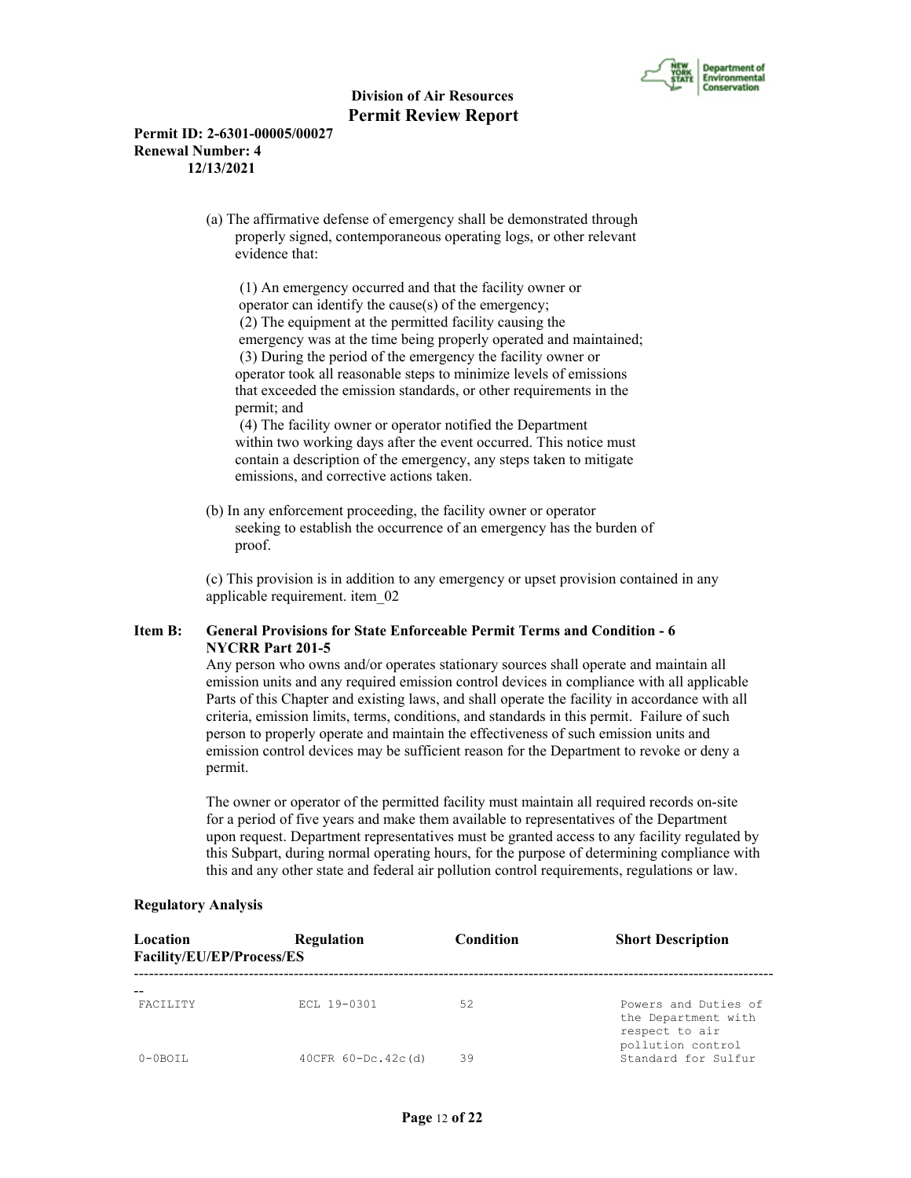(a) The affirmative defense of emergency shall be demonstrated through properly signed, contemporaneous operating logs, or other relevant evidence that:

(1) An emergency occurred and that the facility owner or operator can identify the cause(s) of the emergency;
(2) The equipment at the permitted facility causing the emergency was at the time being properly operated and maintained;
(3) During the period of the emergency the facility owner or operator took all reasonable steps to minimize levels of emissions that exceeded the emission standards, or other requirements in the permit; and
(4) The facility owner or operator notified the Department within two working days after the event occurred. This notice must contain a description of the emergency, any steps taken to mitigate emissions, and corrective actions taken.

(b) In any enforcement proceeding, the facility owner or operator seeking to establish the occurrence of an emergency has the burden of proof.

(c) This provision is in addition to any emergency or upset provision contained in any applicable requirement. item_02

**Item B: General Provisions for State Enforceable Permit Terms and Condition - 6 NYCRR Part 201-5**

Any person who owns and/or operates stationary sources shall operate and maintain all emission units and any required emission control devices in compliance with all applicable Parts of this Chapter and existing laws, and shall operate the facility in accordance with all criteria, emission limits, terms, conditions, and standards in this permit. Failure of such person to properly operate and maintain the effectiveness of such emission units and emission control devices may be sufficient reason for the Department to revoke or deny a permit.

The owner or operator of the permitted facility must maintain all required records on-site for a period of five years and make them available to representatives of the Department upon request. Department representatives must be granted access to any facility regulated by this Subpart, during normal operating hours, for the purpose of determining compliance with this and any other state and federal air pollution control requirements, regulations or law.

**Regulatory Analysis**

| Location Facility/EU/EP/Process/ES | Regulation | Condition | Short Description |
|---|---|---|---|
| FACILITY | ECL 19-0301 | 52 | Powers and Duties of the Department with respect to air pollution control |
| 0-0BOIL | 40CFR 60-Dc.42c(d) | 39 | Standard for Sulfur |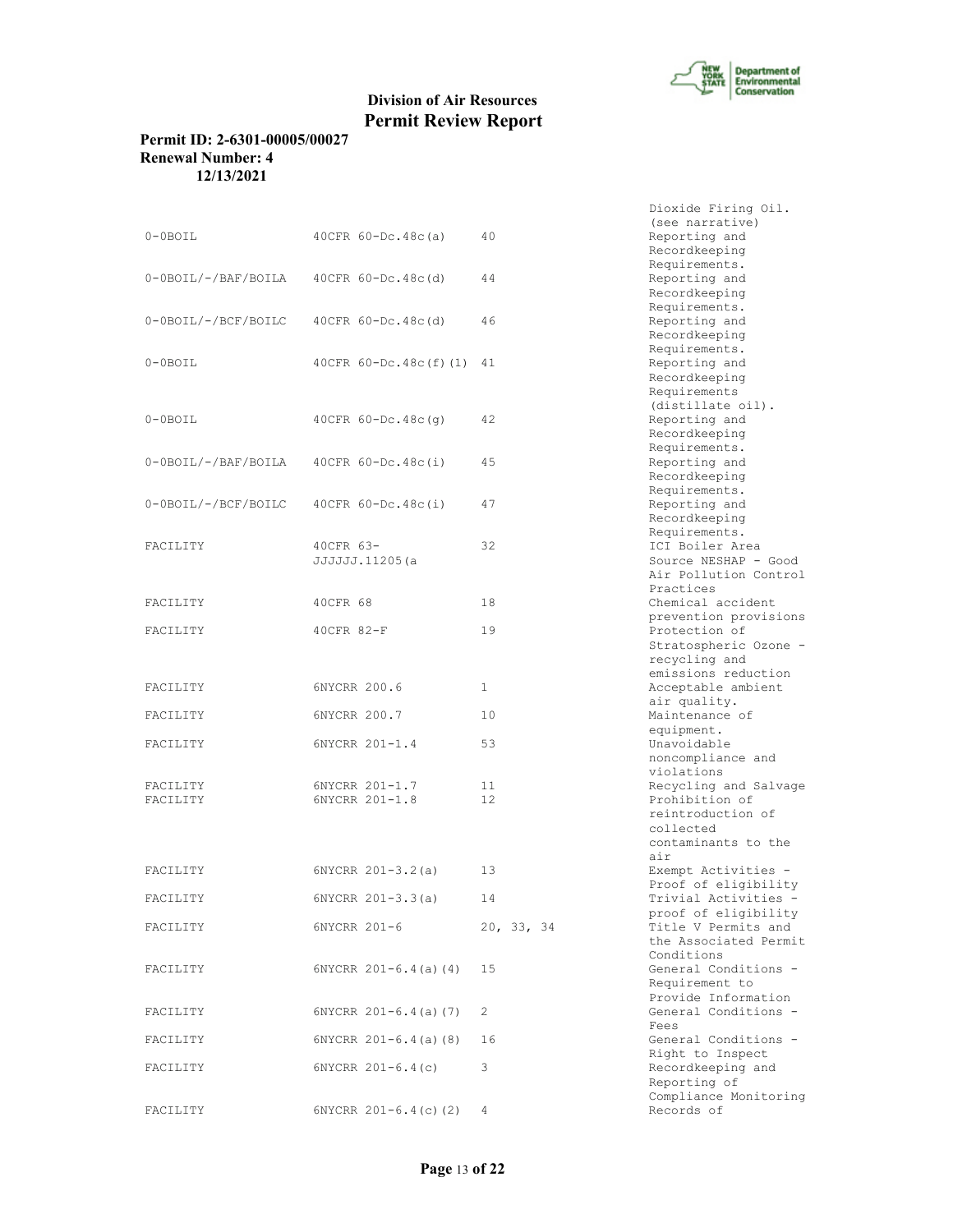**Division of Air Resources**
**Permit Review Report**

**Permit ID: 2-6301-00005/00027**
**Renewal Number: 4**
**12/13/2021**

| | | | |
|---|---|---|---|
| | | | Dioxide Firing Oil. (see narrative) |
| 0-0BOIL | 40CFR 60-Dc.48c(a) | 40 | Reporting and Recordkeeping Requirements. |
| 0-0BOIL/-/BAF/BOILA | 40CFR 60-Dc.48c(d) | 44 | Reporting and Recordkeeping Requirements. |
| 0-0BOIL/-/BCF/BOILC | 40CFR 60-Dc.48c(d) | 46 | Reporting and Recordkeeping Requirements. |
| 0-0BOIL | 40CFR 60-Dc.48c(f)(1) | 41 | Reporting and Recordkeeping Requirements (distillate oil). |
| 0-0BOIL | 40CFR 60-Dc.48c(g) | 42 | Reporting and Recordkeeping Requirements. |
| 0-0BOIL/-/BAF/BOILA | 40CFR 60-Dc.48c(i) | 45 | Reporting and Recordkeeping Requirements. |
| 0-0BOIL/-/BCF/BOILC | 40CFR 60-Dc.48c(i) | 47 | Reporting and Recordkeeping Requirements. |
| FACILITY | 40CFR 63-JJJJJJ.11205(a | 32 | ICI Boiler Area Source NESHAP - Good Air Pollution Control Practices |
| FACILITY | 40CFR 68 | 18 | Chemical accident prevention provisions |
| FACILITY | 40CFR 82-F | 19 | Protection of Stratospheric Ozone - recycling and emissions reduction |
| FACILITY | 6NYCRR 200.6 | 1 | Acceptable ambient air quality. |
| FACILITY | 6NYCRR 200.7 | 10 | Maintenance of equipment. |
| FACILITY | 6NYCRR 201-1.4 | 53 | Unavoidable noncompliance and violations |
| FACILITY | 6NYCRR 201-1.7 | 11 | Recycling and Salvage |
| FACILITY | 6NYCRR 201-1.8 | 12 | Prohibition of reintroduction of collected contaminants to the air |
| FACILITY | 6NYCRR 201-3.2(a) | 13 | Exempt Activities - Proof of eligibility |
| FACILITY | 6NYCRR 201-3.3(a) | 14 | Trivial Activities - proof of eligibility |
| FACILITY | 6NYCRR 201-6 | 20, 33, 34 | Title V Permits and the Associated Permit Conditions |
| FACILITY | 6NYCRR 201-6.4(a)(4) | 15 | General Conditions - Requirement to Provide Information |
| FACILITY | 6NYCRR 201-6.4(a)(7) | 2 | General Conditions - Fees |
| FACILITY | 6NYCRR 201-6.4(a)(8) | 16 | General Conditions - Right to Inspect |
| FACILITY | 6NYCRR 201-6.4(c) | 3 | Recordkeeping and Reporting of Compliance Monitoring |
| FACILITY | 6NYCRR 201-6.4(c)(2) | 4 | Records of |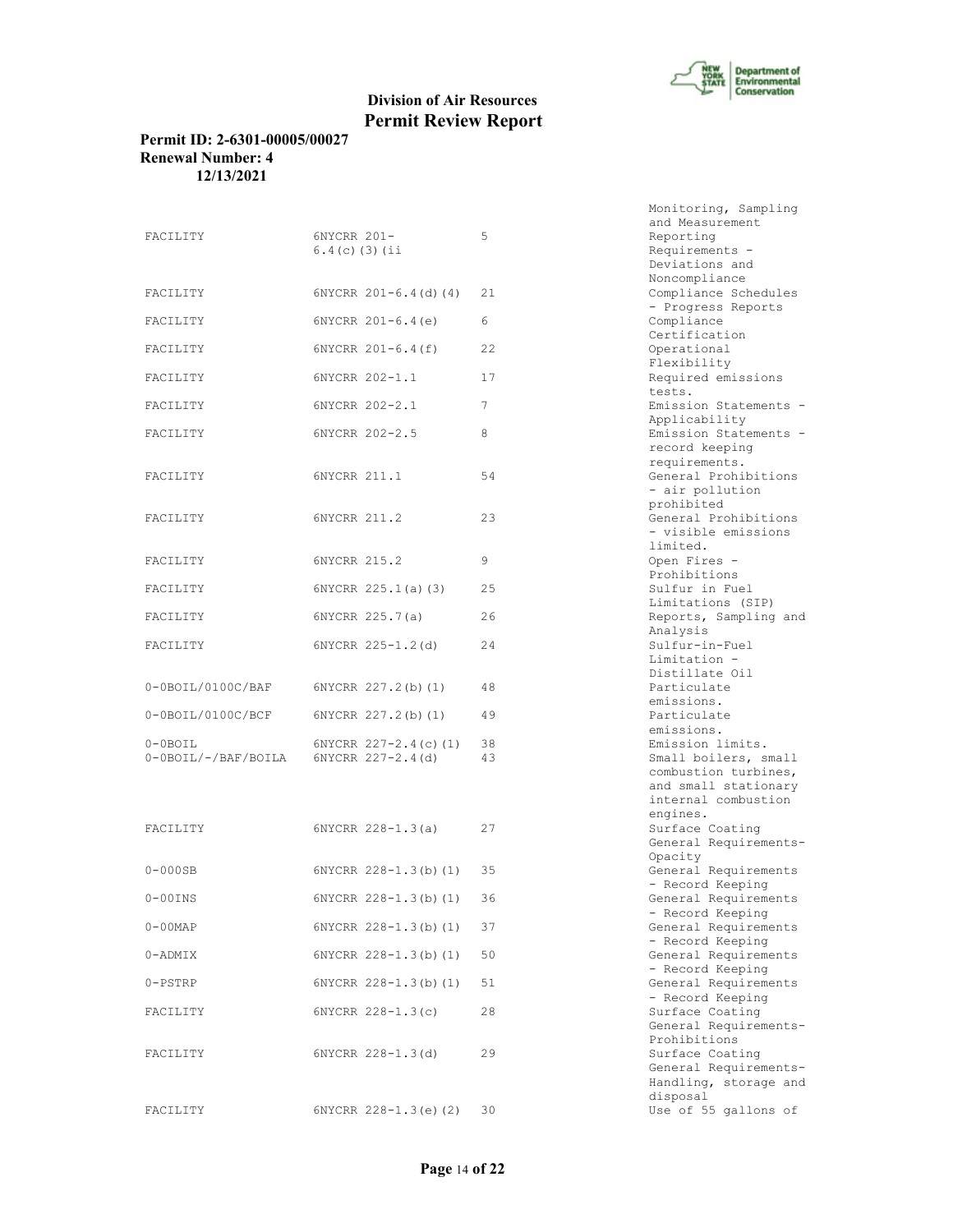**Division of Air Resources**
**Permit Review Report**

**Permit ID: 2-6301-00005/00027**
**Renewal Number: 4**
**12/13/2021**

| | | | |
|---|---|---|---|
| FACILITY | 6NYCRR 201-6.4(c)(3)(ii | 5 | Monitoring, Sampling and Measurement Reporting Requirements - Deviations and Noncompliance |
| FACILITY | 6NYCRR 201-6.4(d)(4) | 21 | Compliance Schedules - Progress Reports |
| FACILITY | 6NYCRR 201-6.4(e) | 6 | Compliance Certification |
| FACILITY | 6NYCRR 201-6.4(f) | 22 | Operational Flexibility |
| FACILITY | 6NYCRR 202-1.1 | 17 | Required emissions tests. |
| FACILITY | 6NYCRR 202-2.1 | 7 | Emission Statements - Applicability |
| FACILITY | 6NYCRR 202-2.5 | 8 | Emission Statements - record keeping requirements. |
| FACILITY | 6NYCRR 211.1 | 54 | General Prohibitions - air pollution prohibited |
| FACILITY | 6NYCRR 211.2 | 23 | General Prohibitions - visible emissions limited. |
| FACILITY | 6NYCRR 215.2 | 9 | Open Fires - Prohibitions |
| FACILITY | 6NYCRR 225.1(a)(3) | 25 | Sulfur in Fuel Limitations (SIP) |
| FACILITY | 6NYCRR 225.7(a) | 26 | Reports, Sampling and Analysis |
| FACILITY | 6NYCRR 225-1.2(d) | 24 | Sulfur-in-Fuel Limitation - Distillate Oil |
| 0-0BOIL/0100C/BAF | 6NYCRR 227.2(b)(1) | 48 | Particulate emissions. |
| 0-0BOIL/0100C/BCF | 6NYCRR 227.2(b)(1) | 49 | Particulate emissions. |
| 0-0BOIL | 6NYCRR 227-2.4(c)(1) | 38 | Emission limits. |
| 0-0BOIL/-/BAF/BOILA | 6NYCRR 227-2.4(d) | 43 | Small boilers, small combustion turbines, and small stationary internal combustion engines. |
| FACILITY | 6NYCRR 228-1.3(a) | 27 | Surface Coating General Requirements-Opacity |
| 0-000SB | 6NYCRR 228-1.3(b)(1) | 35 | General Requirements - Record Keeping |
| 0-00INS | 6NYCRR 228-1.3(b)(1) | 36 | General Requirements - Record Keeping |
| 0-00MAP | 6NYCRR 228-1.3(b)(1) | 37 | General Requirements - Record Keeping |
| 0-ADMIX | 6NYCRR 228-1.3(b)(1) | 50 | General Requirements - Record Keeping |
| 0-PSTRP | 6NYCRR 228-1.3(b)(1) | 51 | General Requirements - Record Keeping |
| FACILITY | 6NYCRR 228-1.3(c) | 28 | Surface Coating General Requirements-Prohibitions |
| FACILITY | 6NYCRR 228-1.3(d) | 29 | Surface Coating General Requirements-Handling, storage and disposal |
| FACILITY | 6NYCRR 228-1.3(e)(2) | 30 | Use of 55 gallons of |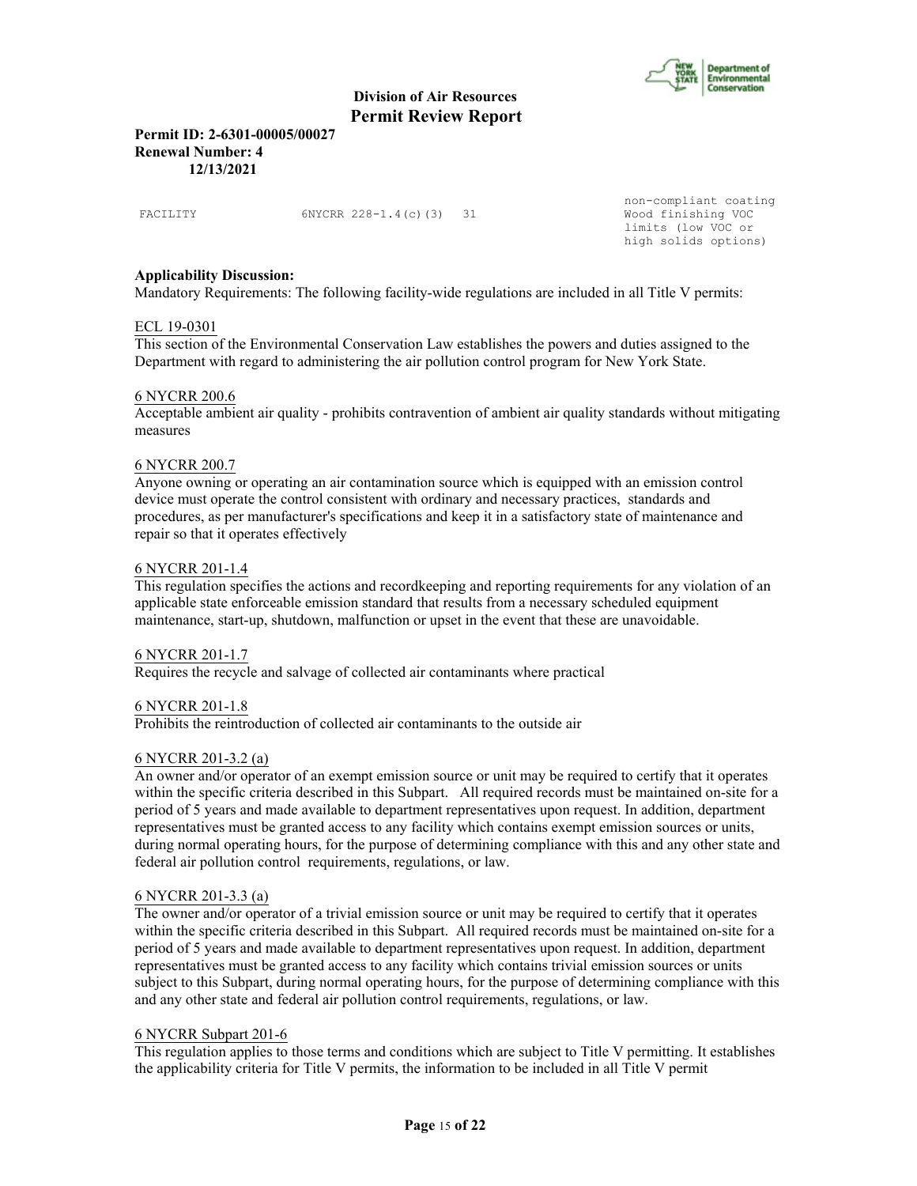| FACILITY | 6NYCRR 228-1.4(c)(3) | 31 | non-compliant coating Wood finishing VOC limits (low VOC or high solids options) |
|---|---|---|---|

**Applicability Discussion:**

Mandatory Requirements: The following facility-wide regulations are included in all Title V permits:

ECL 19-0301

This section of the Environmental Conservation Law establishes the powers and duties assigned to the Department with regard to administering the air pollution control program for New York State.

6 NYCRR 200.6

Acceptable ambient air quality - prohibits contravention of ambient air quality standards without mitigating measures

6 NYCRR 200.7

Anyone owning or operating an air contamination source which is equipped with an emission control device must operate the control consistent with ordinary and necessary practices, standards and procedures, as per manufacturer's specifications and keep it in a satisfactory state of maintenance and repair so that it operates effectively

6 NYCRR 201-1.4

This regulation specifies the actions and recordkeeping and reporting requirements for any violation of an applicable state enforceable emission standard that results from a necessary scheduled equipment maintenance, start-up, shutdown, malfunction or upset in the event that these are unavoidable.

6 NYCRR 201-1.7

Requires the recycle and salvage of collected air contaminants where practical

6 NYCRR 201-1.8

Prohibits the reintroduction of collected air contaminants to the outside air

6 NYCRR 201-3.2 (a)

An owner and/or operator of an exempt emission source or unit may be required to certify that it operates within the specific criteria described in this Subpart. All required records must be maintained on-site for a period of 5 years and made available to department representatives upon request. In addition, department representatives must be granted access to any facility which contains exempt emission sources or units, during normal operating hours, for the purpose of determining compliance with this and any other state and federal air pollution control requirements, regulations, or law.

6 NYCRR 201-3.3 (a)

The owner and/or operator of a trivial emission source or unit may be required to certify that it operates within the specific criteria described in this Subpart. All required records must be maintained on-site for a period of 5 years and made available to department representatives upon request. In addition, department representatives must be granted access to any facility which contains trivial emission sources or units subject to this Subpart, during normal operating hours, for the purpose of determining compliance with this and any other state and federal air pollution control requirements, regulations, or law.

6 NYCRR Subpart 201-6

This regulation applies to those terms and conditions which are subject to Title V permitting. It establishes the applicability criteria for Title V permits, the information to be included in all Title V permit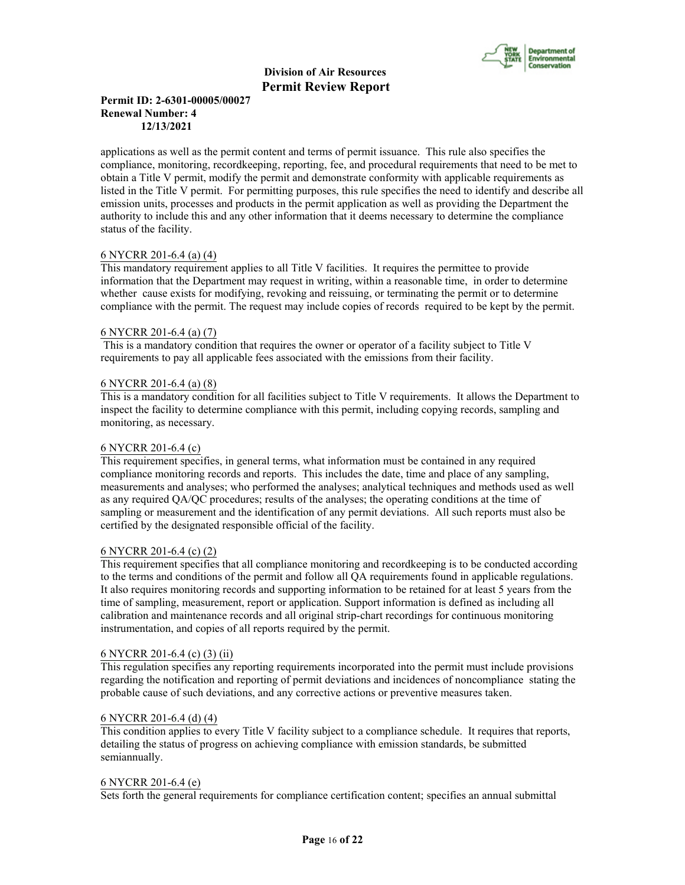applications as well as the permit content and terms of permit issuance. This rule also specifies the compliance, monitoring, recordkeeping, reporting, fee, and procedural requirements that need to be met to obtain a Title V permit, modify the permit and demonstrate conformity with applicable requirements as listed in the Title V permit. For permitting purposes, this rule specifies the need to identify and describe all emission units, processes and products in the permit application as well as providing the Department the authority to include this and any other information that it deems necessary to determine the compliance status of the facility.

6 NYCRR 201-6.4 (a) (4)
This mandatory requirement applies to all Title V facilities. It requires the permittee to provide information that the Department may request in writing, within a reasonable time, in order to determine whether cause exists for modifying, revoking and reissuing, or terminating the permit or to determine compliance with the permit. The request may include copies of records required to be kept by the permit.

6 NYCRR 201-6.4 (a) (7)
This is a mandatory condition that requires the owner or operator of a facility subject to Title V requirements to pay all applicable fees associated with the emissions from their facility.

6 NYCRR 201-6.4 (a) (8)
This is a mandatory condition for all facilities subject to Title V requirements. It allows the Department to inspect the facility to determine compliance with this permit, including copying records, sampling and monitoring, as necessary.

6 NYCRR 201-6.4 (c)
This requirement specifies, in general terms, what information must be contained in any required compliance monitoring records and reports. This includes the date, time and place of any sampling, measurements and analyses; who performed the analyses; analytical techniques and methods used as well as any required QA/QC procedures; results of the analyses; the operating conditions at the time of sampling or measurement and the identification of any permit deviations. All such reports must also be certified by the designated responsible official of the facility.

6 NYCRR 201-6.4 (c) (2)
This requirement specifies that all compliance monitoring and recordkeeping is to be conducted according to the terms and conditions of the permit and follow all QA requirements found in applicable regulations. It also requires monitoring records and supporting information to be retained for at least 5 years from the time of sampling, measurement, report or application. Support information is defined as including all calibration and maintenance records and all original strip-chart recordings for continuous monitoring instrumentation, and copies of all reports required by the permit.

6 NYCRR 201-6.4 (c) (3) (ii)
This regulation specifies any reporting requirements incorporated into the permit must include provisions regarding the notification and reporting of permit deviations and incidences of noncompliance stating the probable cause of such deviations, and any corrective actions or preventive measures taken.

6 NYCRR 201-6.4 (d) (4)
This condition applies to every Title V facility subject to a compliance schedule. It requires that reports, detailing the status of progress on achieving compliance with emission standards, be submitted semiannually.

6 NYCRR 201-6.4 (e)
Sets forth the general requirements for compliance certification content; specifies an annual submittal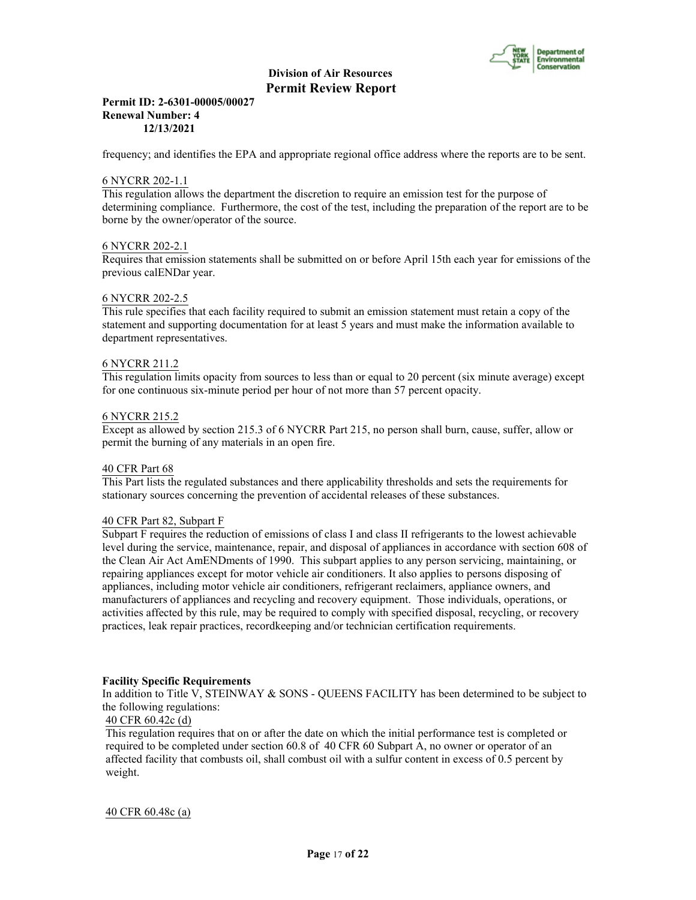frequency; and identifies the EPA and appropriate regional office address where the reports are to be sent.

6 NYCRR 202-1.1

This regulation allows the department the discretion to require an emission test for the purpose of determining compliance. Furthermore, the cost of the test, including the preparation of the report are to be borne by the owner/operator of the source.

6 NYCRR 202-2.1

Requires that emission statements shall be submitted on or before April 15th each year for emissions of the previous calENDar year.

6 NYCRR 202-2.5

This rule specifies that each facility required to submit an emission statement must retain a copy of the statement and supporting documentation for at least 5 years and must make the information available to department representatives.

6 NYCRR 211.2

This regulation limits opacity from sources to less than or equal to 20 percent (six minute average) except for one continuous six-minute period per hour of not more than 57 percent opacity.

6 NYCRR 215.2

Except as allowed by section 215.3 of 6 NYCRR Part 215, no person shall burn, cause, suffer, allow or permit the burning of any materials in an open fire.

40 CFR Part 68

This Part lists the regulated substances and there applicability thresholds and sets the requirements for stationary sources concerning the prevention of accidental releases of these substances.

40 CFR Part 82, Subpart F

Subpart F requires the reduction of emissions of class I and class II refrigerants to the lowest achievable level during the service, maintenance, repair, and disposal of appliances in accordance with section 608 of the Clean Air Act AmENDments of 1990. This subpart applies to any person servicing, maintaining, or repairing appliances except for motor vehicle air conditioners. It also applies to persons disposing of appliances, including motor vehicle air conditioners, refrigerant reclaimers, appliance owners, and manufacturers of appliances and recycling and recovery equipment. Those individuals, operations, or activities affected by this rule, may be required to comply with specified disposal, recycling, or recovery practices, leak repair practices, recordkeeping and/or technician certification requirements.

**Facility Specific Requirements**

In addition to Title V, STEINWAY & SONS - QUEENS FACILITY has been determined to be subject to the following regulations:

40 CFR 60.42c (d)

This regulation requires that on or after the date on which the initial performance test is completed or required to be completed under section 60.8 of 40 CFR 60 Subpart A, no owner or operator of an affected facility that combusts oil, shall combust oil with a sulfur content in excess of 0.5 percent by weight.

40 CFR 60.48c (a)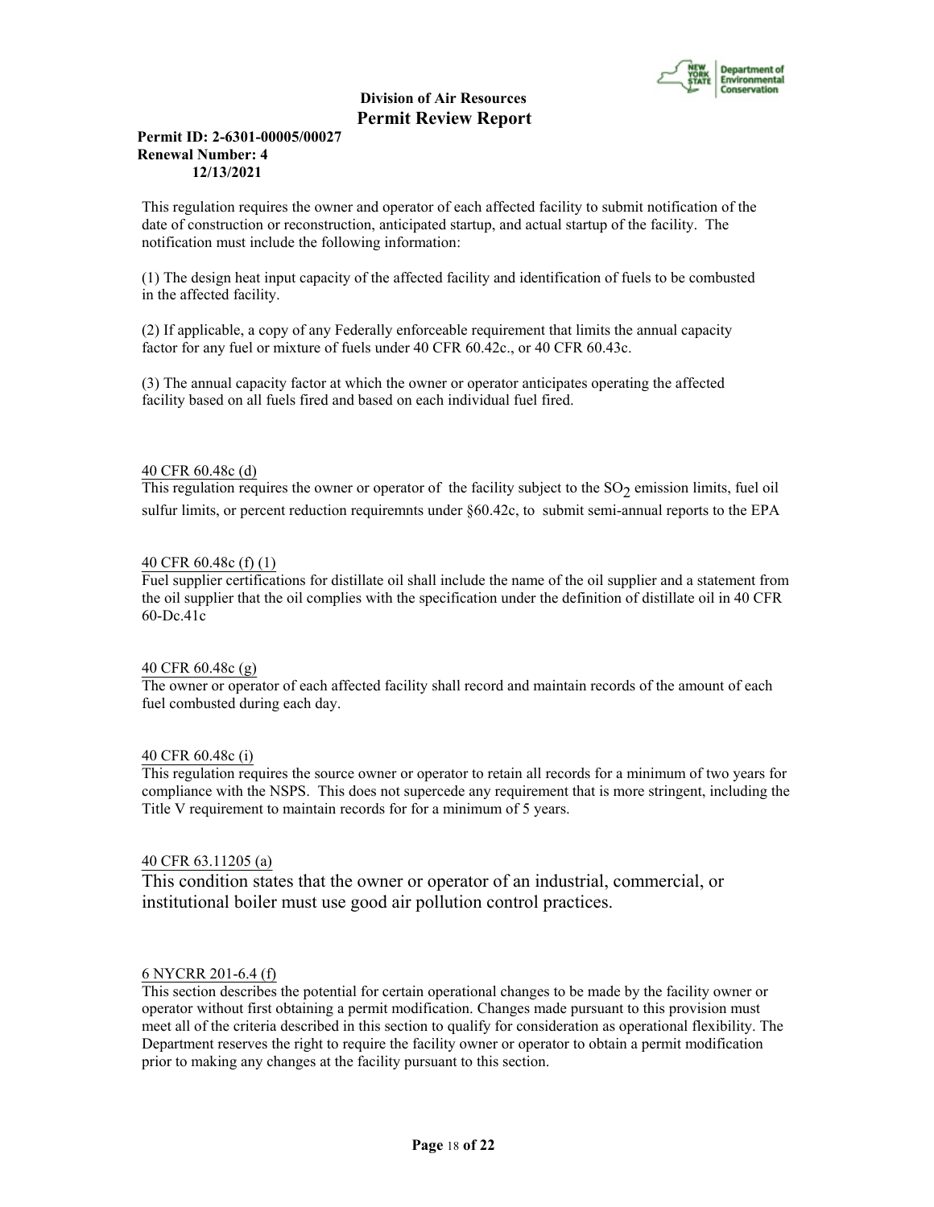This regulation requires the owner and operator of each affected facility to submit notification of the date of construction or reconstruction, anticipated startup, and actual startup of the facility. The notification must include the following information:

(1) The design heat input capacity of the affected facility and identification of fuels to be combusted in the affected facility.

(2) If applicable, a copy of any Federally enforceable requirement that limits the annual capacity factor for any fuel or mixture of fuels under 40 CFR 60.42c., or 40 CFR 60.43c.

(3) The annual capacity factor at which the owner or operator anticipates operating the affected facility based on all fuels fired and based on each individual fuel fired.

40 CFR 60.48c (d)

This regulation requires the owner or operator of the facility subject to the $SO_2$ emission limits, fuel oil sulfur limits, or percent reduction requiremnts under §60.42c, to submit semi-annual reports to the EPA

40 CFR 60.48c (f) (1)

Fuel supplier certifications for distillate oil shall include the name of the oil supplier and a statement from the oil supplier that the oil complies with the specification under the definition of distillate oil in 40 CFR 60-Dc.41c

40 CFR 60.48c (g)

The owner or operator of each affected facility shall record and maintain records of the amount of each fuel combusted during each day.

40 CFR 60.48c (i)

This regulation requires the source owner or operator to retain all records for a minimum of two years for compliance with the NSPS. This does not supercede any requirement that is more stringent, including the Title V requirement to maintain records for for a minimum of 5 years.

40 CFR 63.11205 (a)

This condition states that the owner or operator of an industrial, commercial, or institutional boiler must use good air pollution control practices.

6 NYCRR 201-6.4 (f)

This section describes the potential for certain operational changes to be made by the facility owner or operator without first obtaining a permit modification. Changes made pursuant to this provision must meet all of the criteria described in this section to qualify for consideration as operational flexibility. The Department reserves the right to require the facility owner or operator to obtain a permit modification prior to making any changes at the facility pursuant to this section.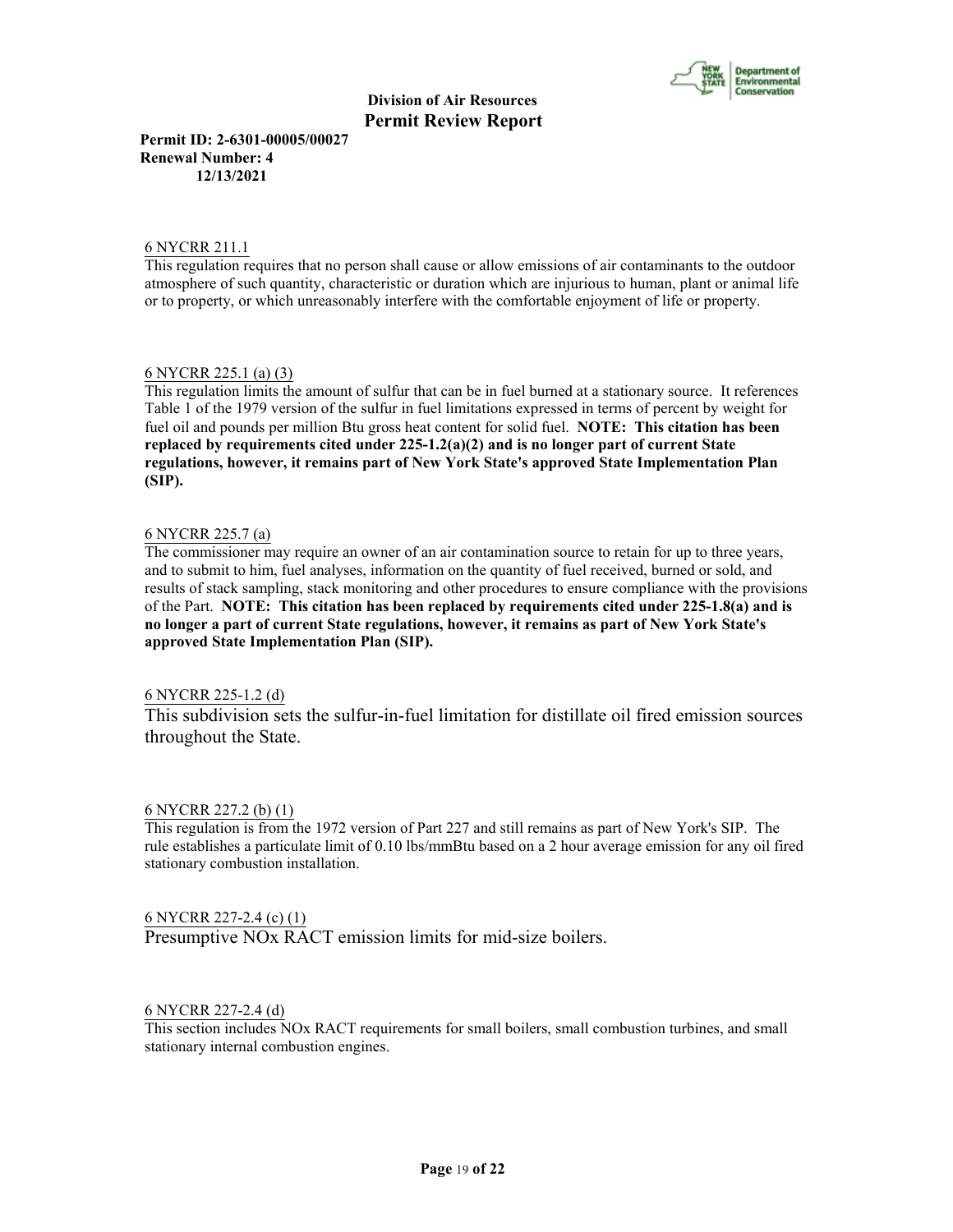**Division of Air Resources**
**Permit Review Report**

**Permit ID: 2-6301-00005/00027**
**Renewal Number: 4**
**12/13/2021**

6 NYCRR 211.1

This regulation requires that no person shall cause or allow emissions of air contaminants to the outdoor atmosphere of such quantity, characteristic or duration which are injurious to human, plant or animal life or to property, or which unreasonably interfere with the comfortable enjoyment of life or property.

6 NYCRR 225.1 (a) (3)

This regulation limits the amount of sulfur that can be in fuel burned at a stationary source. It references Table 1 of the 1979 version of the sulfur in fuel limitations expressed in terms of percent by weight for fuel oil and pounds per million Btu gross heat content for solid fuel. **NOTE: This citation has been replaced by requirements cited under 225-1.2(a)(2) and is no longer part of current State regulations, however, it remains part of New York State's approved State Implementation Plan (SIP).**

6 NYCRR 225.7 (a)

The commissioner may require an owner of an air contamination source to retain for up to three years, and to submit to him, fuel analyses, information on the quantity of fuel received, burned or sold, and results of stack sampling, stack monitoring and other procedures to ensure compliance with the provisions of the Part. **NOTE: This citation has been replaced by requirements cited under 225-1.8(a) and is no longer a part of current State regulations, however, it remains as part of New York State's approved State Implementation Plan (SIP).**

6 NYCRR 225-1.2 (d)

This subdivision sets the sulfur-in-fuel limitation for distillate oil fired emission sources throughout the State.

6 NYCRR 227.2 (b) (1)

This regulation is from the 1972 version of Part 227 and still remains as part of New York's SIP. The rule establishes a particulate limit of 0.10 lbs/mmBtu based on a 2 hour average emission for any oil fired stationary combustion installation.

6 NYCRR 227-2.4 (c) (1)

Presumptive NOx RACT emission limits for mid-size boilers.

6 NYCRR 227-2.4 (d)

This section includes NOx RACT requirements for small boilers, small combustion turbines, and small stationary internal combustion engines.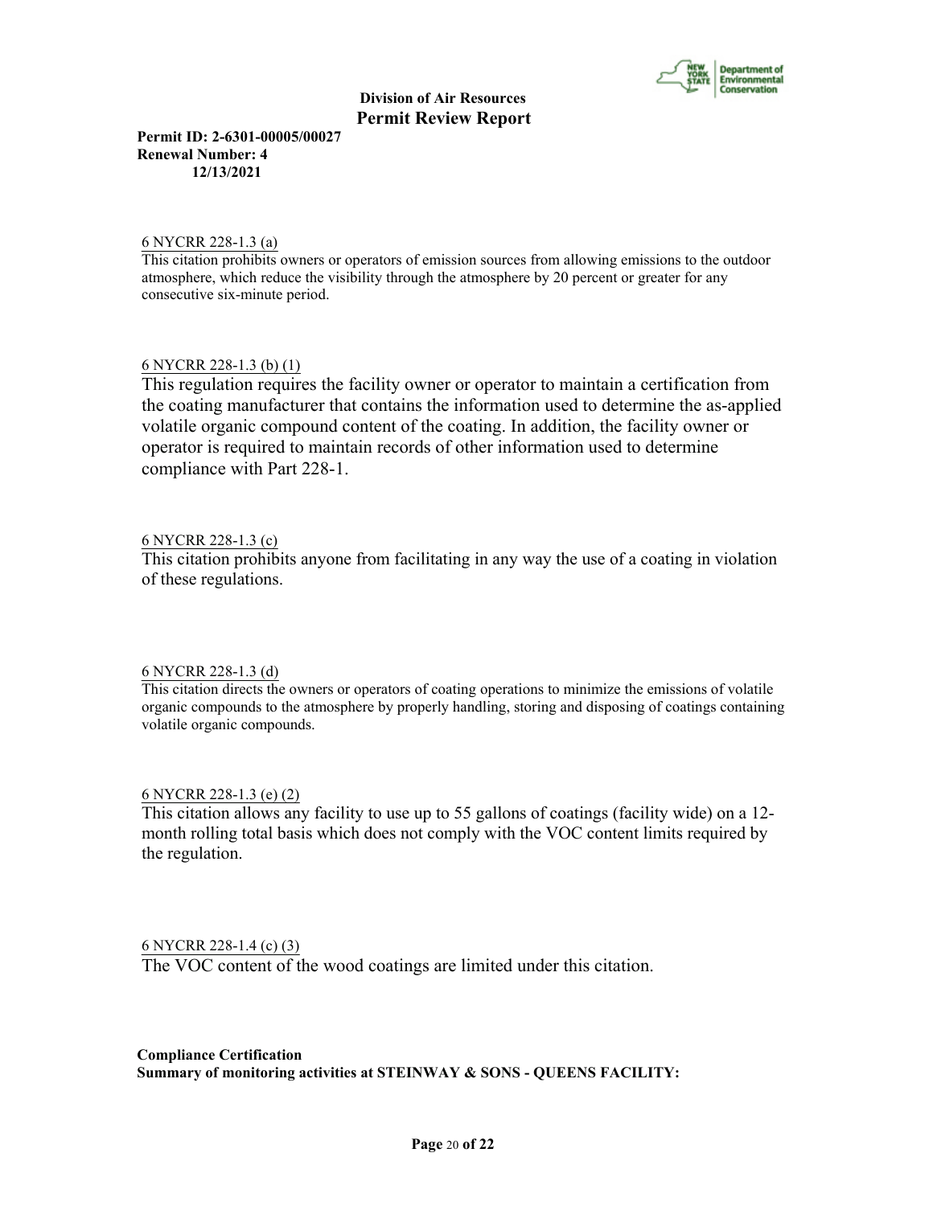6 NYCRR 228-1.3 (a)
This citation prohibits owners or operators of emission sources from allowing emissions to the outdoor atmosphere, which reduce the visibility through the atmosphere by 20 percent or greater for any consecutive six-minute period.

6 NYCRR 228-1.3 (b) (1)
This regulation requires the facility owner or operator to maintain a certification from the coating manufacturer that contains the information used to determine the as-applied volatile organic compound content of the coating. In addition, the facility owner or operator is required to maintain records of other information used to determine compliance with Part 228-1.

6 NYCRR 228-1.3 (c)
This citation prohibits anyone from facilitating in any way the use of a coating in violation of these regulations.

6 NYCRR 228-1.3 (d)
This citation directs the owners or operators of coating operations to minimize the emissions of volatile organic compounds to the atmosphere by properly handling, storing and disposing of coatings containing volatile organic compounds.

6 NYCRR 228-1.3 (e) (2)
This citation allows any facility to use up to 55 gallons of coatings (facility wide) on a 12-month rolling total basis which does not comply with the VOC content limits required by the regulation.

6 NYCRR 228-1.4 (c) (3)
The VOC content of the wood coatings are limited under this citation.

**Compliance Certification**
**Summary of monitoring activities at STEINWAY & SONS - QUEENS FACILITY:**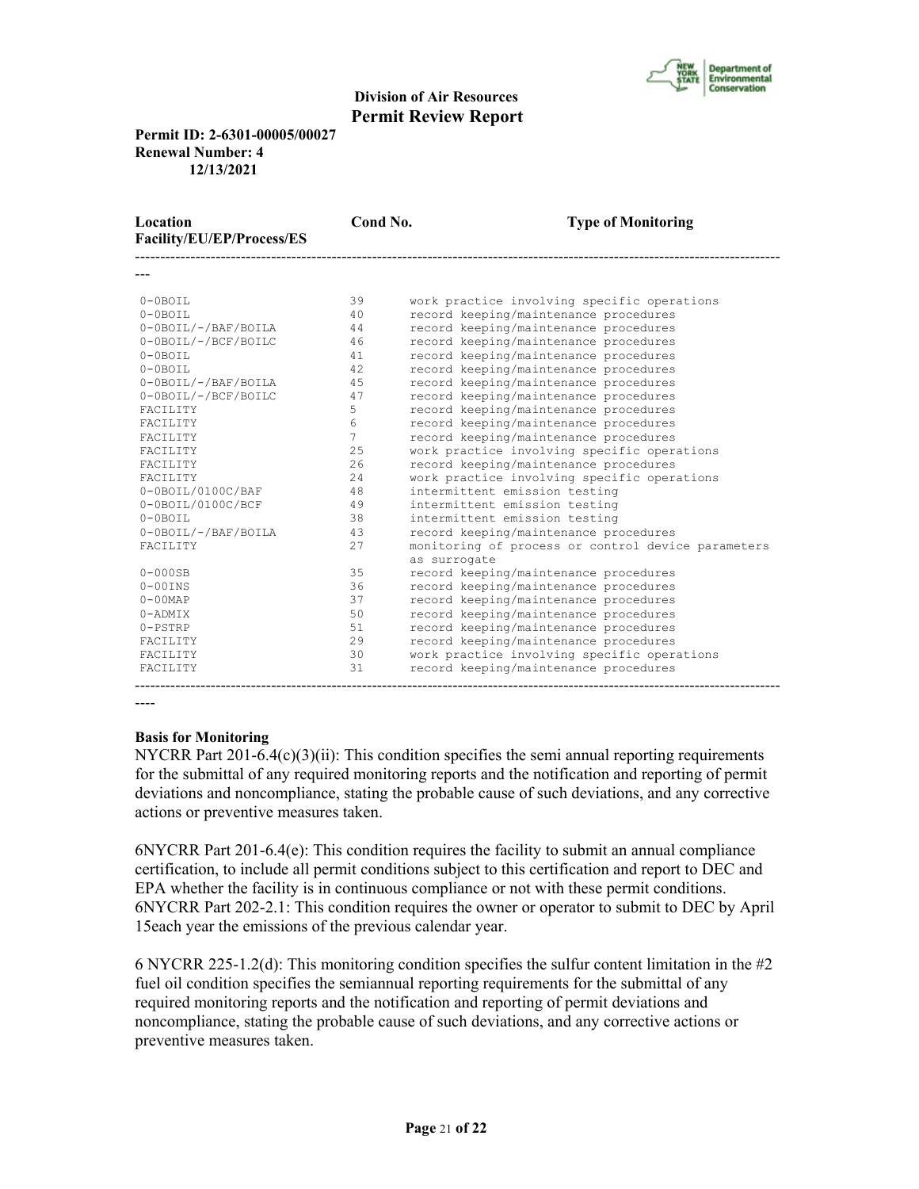**Division of Air Resources**
**Permit Review Report**

**Permit ID: 2-6301-00005/00027**
**Renewal Number: 4**
**12/13/2021**

| Location Facility/EU/EP/Process/ES | Cond No. | Type of Monitoring |
| --- | --- | --- |
| 0-0BOIL | 39 | work practice involving specific operations |
| 0-0BOIL | 40 | record keeping/maintenance procedures |
| 0-0BOIL/-/BAF/BOILA | 44 | record keeping/maintenance procedures |
| 0-0BOIL/-/BCF/BOILC | 46 | record keeping/maintenance procedures |
| 0-0BOIL | 41 | record keeping/maintenance procedures |
| 0-0BOIL | 42 | record keeping/maintenance procedures |
| 0-0BOIL/-/BAF/BOILA | 45 | record keeping/maintenance procedures |
| 0-0BOIL/-/BCF/BOILC | 47 | record keeping/maintenance procedures |
| FACILITY | 5 | record keeping/maintenance procedures |
| FACILITY | 6 | record keeping/maintenance procedures |
| FACILITY | 7 | record keeping/maintenance procedures |
| FACILITY | 25 | work practice involving specific operations |
| FACILITY | 26 | record keeping/maintenance procedures |
| FACILITY | 24 | work practice involving specific operations |
| 0-0BOIL/0100C/BAF | 48 | intermittent emission testing |
| 0-0BOIL/0100C/BCF | 49 | intermittent emission testing |
| 0-0BOIL | 38 | intermittent emission testing |
| 0-0BOIL/-/BAF/BOILA | 43 | record keeping/maintenance procedures |
| FACILITY | 27 | monitoring of process or control device parameters as surrogate |
| 0-000SB | 35 | record keeping/maintenance procedures |
| 0-00INS | 36 | record keeping/maintenance procedures |
| 0-00MAP | 37 | record keeping/maintenance procedures |
| 0-ADMIX | 50 | record keeping/maintenance procedures |
| 0-PSTRP | 51 | record keeping/maintenance procedures |
| FACILITY | 29 | record keeping/maintenance procedures |
| FACILITY | 30 | work practice involving specific operations |
| FACILITY | 31 | record keeping/maintenance procedures |

**Basis for Monitoring**

NYCRR Part 201-6.4(c)(3)(ii): This condition specifies the semi annual reporting requirements for the submittal of any required monitoring reports and the notification and reporting of permit deviations and noncompliance, stating the probable cause of such deviations, and any corrective actions or preventive measures taken.

6NYCRR Part 201-6.4(e): This condition requires the facility to submit an annual compliance certification, to include all permit conditions subject to this certification and report to DEC and EPA whether the facility is in continuous compliance or not with these permit conditions.
6NYCRR Part 202-2.1: This condition requires the owner or operator to submit to DEC by April 15each year the emissions of the previous calendar year.

6 NYCRR 225-1.2(d): This monitoring condition specifies the sulfur content limitation in the #2 fuel oil condition specifies the semiannual reporting requirements for the submittal of any required monitoring reports and the notification and reporting of permit deviations and noncompliance, stating the probable cause of such deviations, and any corrective actions or preventive measures taken.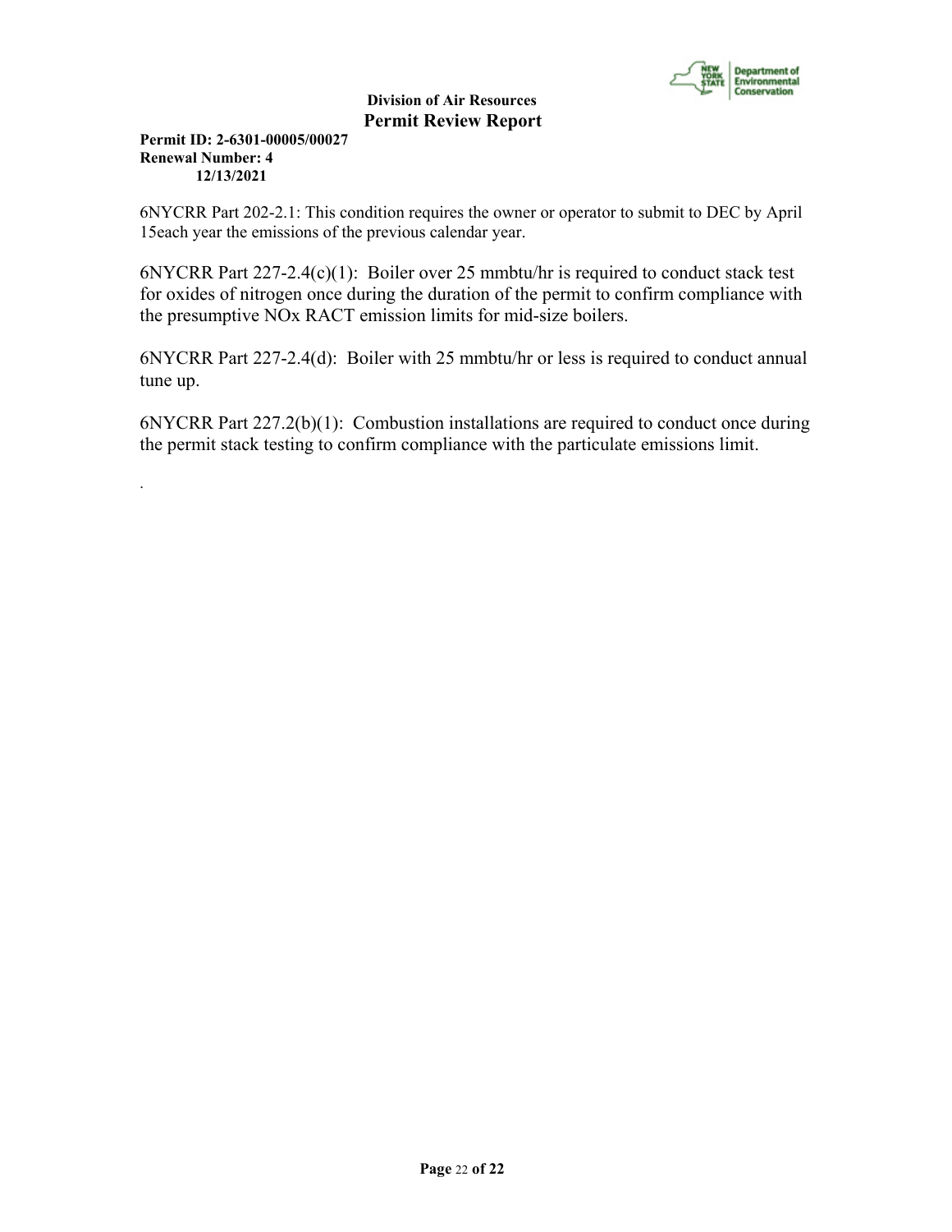6NYCRR Part 202-2.1: This condition requires the owner or operator to submit to DEC by April 15each year the emissions of the previous calendar year.

6NYCRR Part 227-2.4(c)(1): Boiler over 25 mmbtu/hr is required to conduct stack test for oxides of nitrogen once during the duration of the permit to confirm compliance with the presumptive NOx RACT emission limits for mid-size boilers.

6NYCRR Part 227-2.4(d): Boiler with 25 mmbtu/hr or less is required to conduct annual tune up.

6NYCRR Part 227.2(b)(1): Combustion installations are required to conduct once during the permit stack testing to confirm compliance with the particulate emissions limit.

.